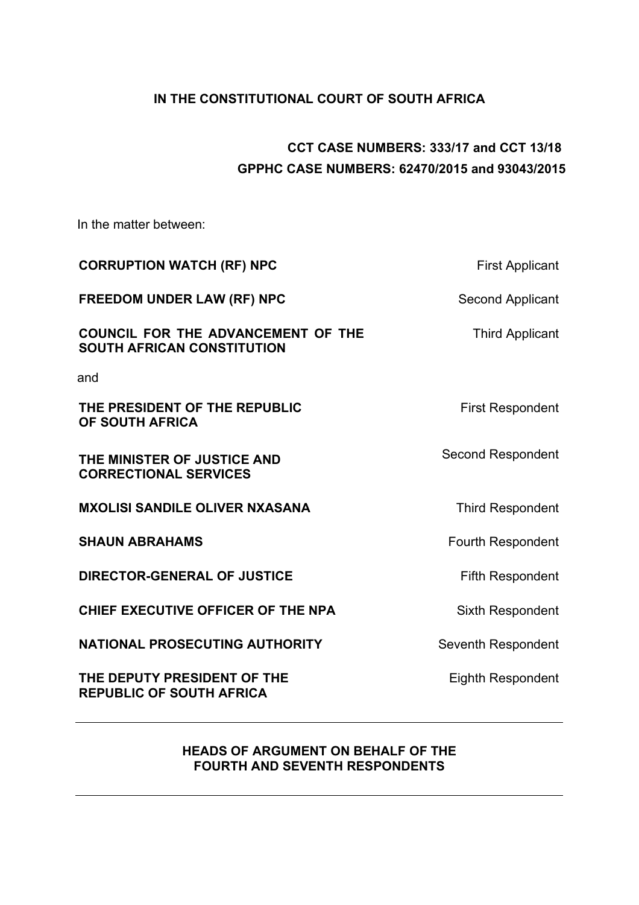**IN THE CONSTITUTIONAL COURT OF SOUTH AFRICA**

**CCT CASE NUMBERS: 333/17 and CCT 13/18**
**GPPHC CASE NUMBERS: 62470/2015 and 93043/2015**

In the matter between:

| | |
|---|---|
| **CORRUPTION WATCH (RF) NPC** | First Applicant |
| **FREEDOM UNDER LAW (RF) NPC** | Second Applicant |
| **COUNCIL FOR THE ADVANCEMENT OF THE SOUTH AFRICAN CONSTITUTION** | Third Applicant |
| and | |
| **THE PRESIDENT OF THE REPUBLIC OF SOUTH AFRICA** | First Respondent |
| **THE MINISTER OF JUSTICE AND CORRECTIONAL SERVICES** | Second Respondent |
| **MXOLISI SANDILE OLIVER NXASANA** | Third Respondent |
| **SHAUN ABRAHAMS** | Fourth Respondent |
| **DIRECTOR-GENERAL OF JUSTICE** | Fifth Respondent |
| **CHIEF EXECUTIVE OFFICER OF THE NPA** | Sixth Respondent |
| **NATIONAL PROSECUTING AUTHORITY** | Seventh Respondent |
| **THE DEPUTY PRESIDENT OF THE REPUBLIC OF SOUTH AFRICA** | Eighth Respondent |

---

**HEADS OF ARGUMENT ON BEHALF OF THE FOURTH AND SEVENTH RESPONDENTS**

---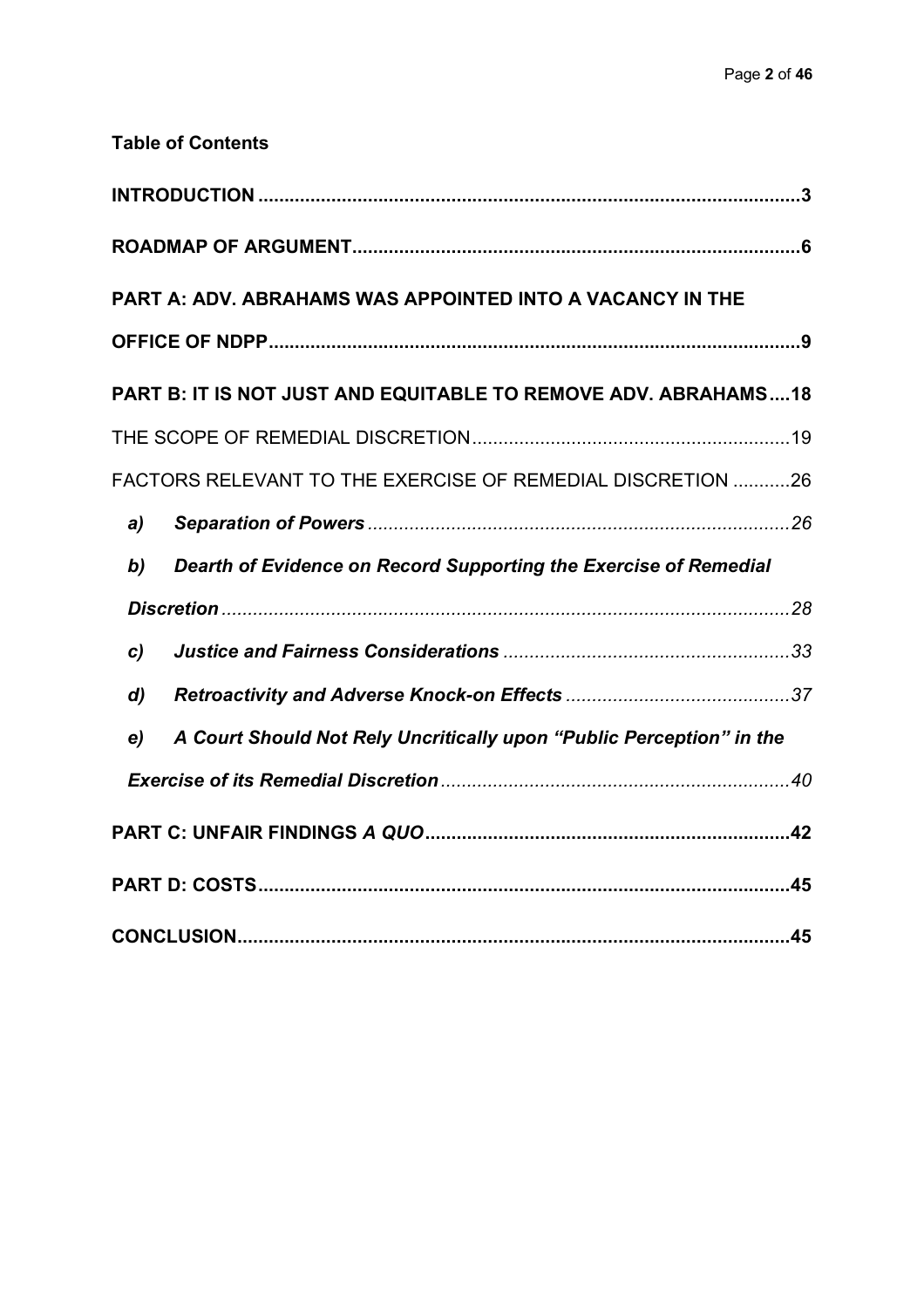**Table of Contents**

**INTRODUCTION** .......... **3**

**ROADMAP OF ARGUMENT** .......... **6**

**PART A: ADV. ABRAHAMS WAS APPOINTED INTO A VACANCY IN THE OFFICE OF NDPP** .......... **9**

**PART B: IT IS NOT JUST AND EQUITABLE TO REMOVE ADV. ABRAHAMS** .......... **18**

THE SCOPE OF REMEDIAL DISCRETION .......... 19

FACTORS RELEVANT TO THE EXERCISE OF REMEDIAL DISCRETION .......... 26

- ***a) Separation of Powers*** .......... *26*
- ***b) Dearth of Evidence on Record Supporting the Exercise of Remedial Discretion*** .......... *28*
- ***c) Justice and Fairness Considerations*** .......... *33*
- ***d) Retroactivity and Adverse Knock-on Effects*** .......... *37*
- ***e) A Court Should Not Rely Uncritically upon "Public Perception" in the Exercise of its Remedial Discretion*** .......... *40*

**PART C: UNFAIR FINDINGS *A QUO*** .......... **42**

**PART D: COSTS** .......... **45**

**CONCLUSION** .......... **45**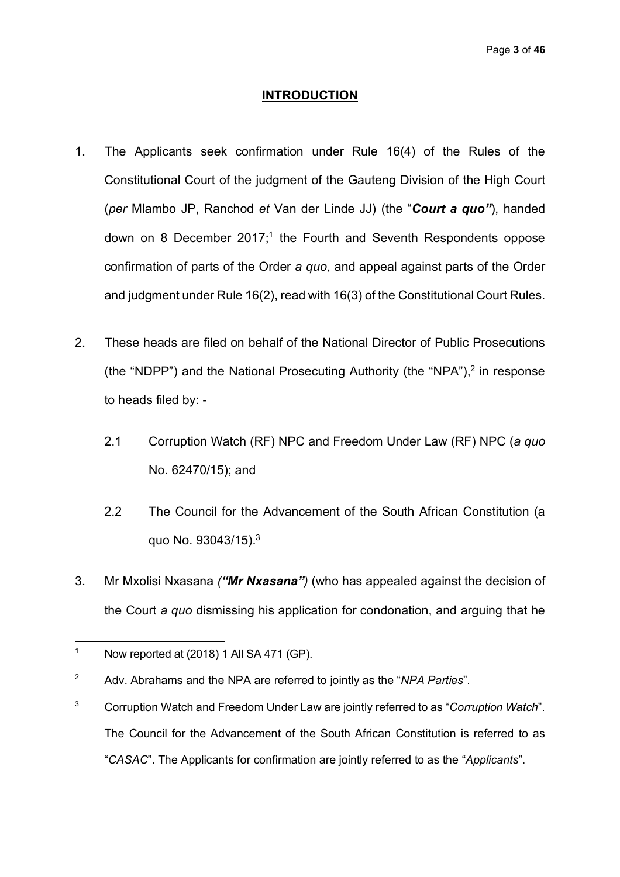## INTRODUCTION

1. The Applicants seek confirmation under Rule 16(4) of the Rules of the Constitutional Court of the judgment of the Gauteng Division of the High Court (*per* Mlambo JP, Ranchod *et* Van der Linde JJ) (the "***Court a quo"***), handed down on 8 December 2017;[1] the Fourth and Seventh Respondents oppose confirmation of parts of the Order *a quo*, and appeal against parts of the Order and judgment under Rule 16(2), read with 16(3) of the Constitutional Court Rules.

2. These heads are filed on behalf of the National Director of Public Prosecutions (the "NDPP") and the National Prosecuting Authority (the "NPA"),[2] in response to heads filed by: -

   2.1 Corruption Watch (RF) NPC and Freedom Under Law (RF) NPC (*a quo* No. 62470/15); and

   2.2 The Council for the Advancement of the South African Constitution (a quo No. 93043/15).[3]

3. Mr Mxolisi Nxasana *(**"Mr Nxasana"**)* (who has appealed against the decision of the Court *a quo* dismissing his application for condonation, and arguing that he

---

[1] Now reported at (2018) 1 All SA 471 (GP).

[2] Adv. Abrahams and the NPA are referred to jointly as the "*NPA Parties*".

[3] Corruption Watch and Freedom Under Law are jointly referred to as "*Corruption Watch*". The Council for the Advancement of the South African Constitution is referred to as "*CASAC*". The Applicants for confirmation are jointly referred to as the "*Applicants*".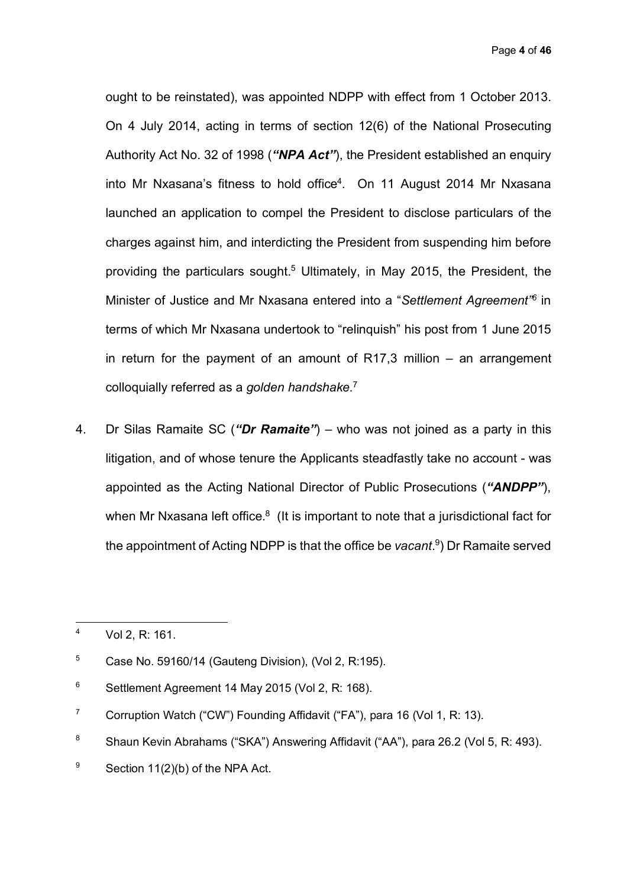ought to be reinstated), was appointed NDPP with effect from 1 October 2013. On 4 July 2014, acting in terms of section 12(6) of the National Prosecuting Authority Act No. 32 of 1998 (***"NPA Act"***), the President established an enquiry into Mr Nxasana's fitness to hold office[4]. On 11 August 2014 Mr Nxasana launched an application to compel the President to disclose particulars of the charges against him, and interdicting the President from suspending him before providing the particulars sought.[5] Ultimately, in May 2015, the President, the Minister of Justice and Mr Nxasana entered into a "*Settlement Agreement"*[6] in terms of which Mr Nxasana undertook to "relinquish" his post from 1 June 2015 in return for the payment of an amount of R17,3 million – an arrangement colloquially referred as a *golden handshake.*[7]

4. Dr Silas Ramaite SC (***"Dr Ramaite"***) – who was not joined as a party in this litigation, and of whose tenure the Applicants steadfastly take no account - was appointed as the Acting National Director of Public Prosecutions (***"ANDPP"***), when Mr Nxasana left office.[8] (It is important to note that a jurisdictional fact for the appointment of Acting NDPP is that the office be *vacant*.[9]) Dr Ramaite served

---

[4] Vol 2, R: 161.

[5] Case No. 59160/14 (Gauteng Division), (Vol 2, R:195).

[6] Settlement Agreement 14 May 2015 (Vol 2, R: 168).

[7] Corruption Watch ("CW") Founding Affidavit ("FA"), para 16 (Vol 1, R: 13).

[8] Shaun Kevin Abrahams ("SKA") Answering Affidavit ("AA"), para 26.2 (Vol 5, R: 493).

[9] Section 11(2)(b) of the NPA Act.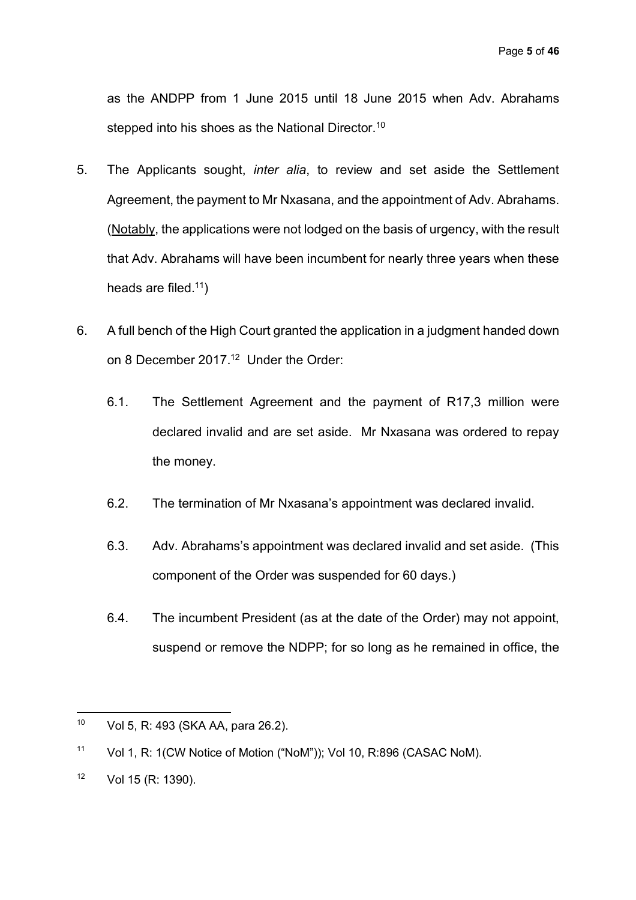as the ANDPP from 1 June 2015 until 18 June 2015 when Adv. Abrahams stepped into his shoes as the National Director.[10]

5. The Applicants sought, *inter alia*, to review and set aside the Settlement Agreement, the payment to Mr Nxasana, and the appointment of Adv. Abrahams. (Notably, the applications were not lodged on the basis of urgency, with the result that Adv. Abrahams will have been incumbent for nearly three years when these heads are filed.[11])

6. A full bench of the High Court granted the application in a judgment handed down on 8 December 2017.[12] Under the Order:

   6.1. The Settlement Agreement and the payment of R17,3 million were declared invalid and are set aside. Mr Nxasana was ordered to repay the money.

   6.2. The termination of Mr Nxasana's appointment was declared invalid.

   6.3. Adv. Abrahams's appointment was declared invalid and set aside. (This component of the Order was suspended for 60 days.)

   6.4. The incumbent President (as at the date of the Order) may not appoint, suspend or remove the NDPP; for so long as he remained in office, the

---

[10] Vol 5, R: 493 (SKA AA, para 26.2).

[11] Vol 1, R: 1(CW Notice of Motion ("NoM")); Vol 10, R:896 (CASAC NoM).

[12] Vol 15 (R: 1390).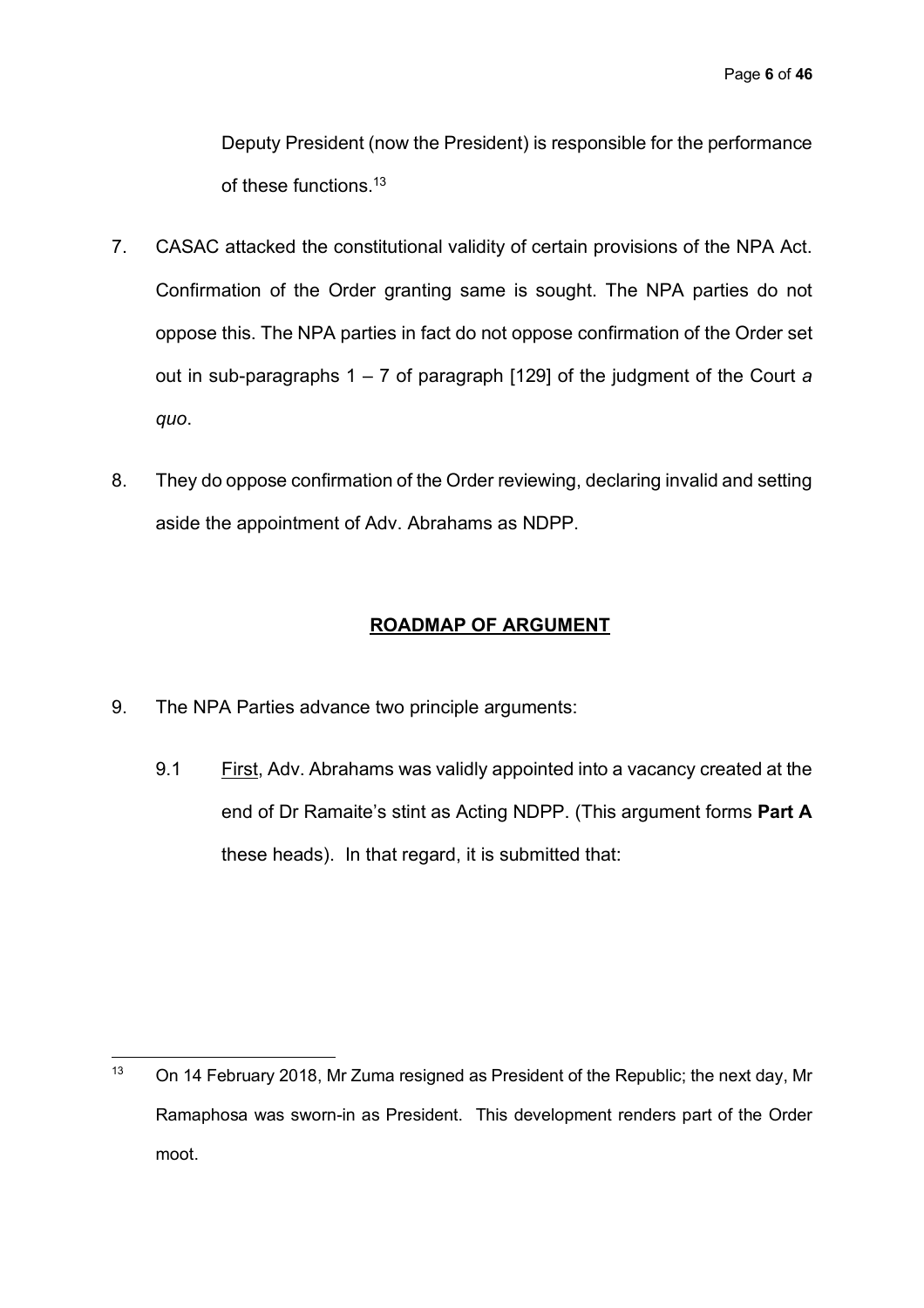Deputy President (now the President) is responsible for the performance of these functions.[13]

7. CASAC attacked the constitutional validity of certain provisions of the NPA Act. Confirmation of the Order granting same is sought. The NPA parties do not oppose this. The NPA parties in fact do not oppose confirmation of the Order set out in sub-paragraphs 1 – 7 of paragraph [129] of the judgment of the Court *a quo*.

8. They do oppose confirmation of the Order reviewing, declaring invalid and setting aside the appointment of Adv. Abrahams as NDPP.

## ROADMAP OF ARGUMENT

9. The NPA Parties advance two principle arguments:

   9.1 First, Adv. Abrahams was validly appointed into a vacancy created at the end of Dr Ramaite's stint as Acting NDPP. (This argument forms **Part A** these heads). In that regard, it is submitted that:

---

[13] On 14 February 2018, Mr Zuma resigned as President of the Republic; the next day, Mr Ramaphosa was sworn-in as President. This development renders part of the Order moot.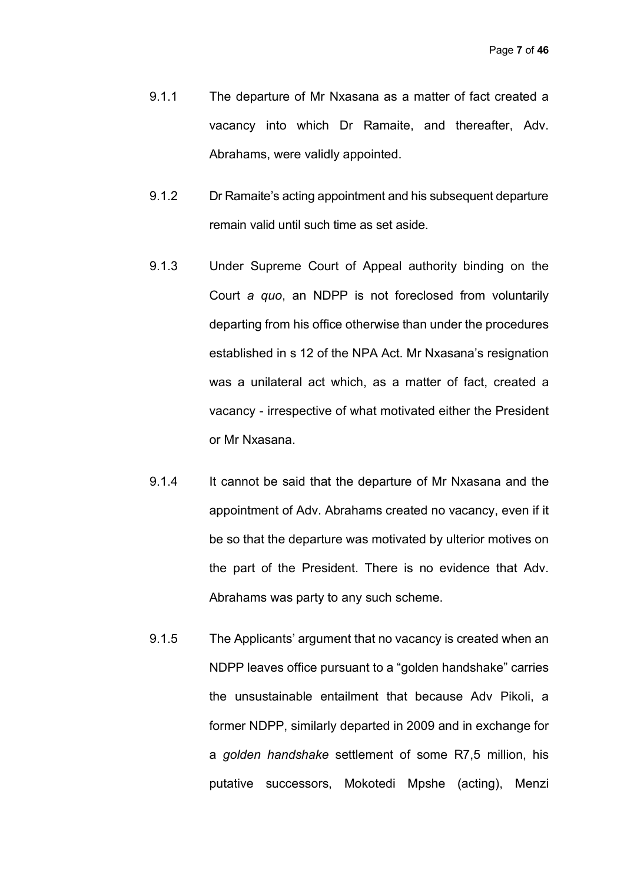9.1.1 The departure of Mr Nxasana as a matter of fact created a vacancy into which Dr Ramaite, and thereafter, Adv. Abrahams, were validly appointed.

9.1.2 Dr Ramaite's acting appointment and his subsequent departure remain valid until such time as set aside.

9.1.3 Under Supreme Court of Appeal authority binding on the Court *a quo*, an NDPP is not foreclosed from voluntarily departing from his office otherwise than under the procedures established in s 12 of the NPA Act. Mr Nxasana's resignation was a unilateral act which, as a matter of fact, created a vacancy - irrespective of what motivated either the President or Mr Nxasana.

9.1.4 It cannot be said that the departure of Mr Nxasana and the appointment of Adv. Abrahams created no vacancy, even if it be so that the departure was motivated by ulterior motives on the part of the President. There is no evidence that Adv. Abrahams was party to any such scheme.

9.1.5 The Applicants' argument that no vacancy is created when an NDPP leaves office pursuant to a "golden handshake" carries the unsustainable entailment that because Adv Pikoli, a former NDPP, similarly departed in 2009 and in exchange for a *golden handshake* settlement of some R7,5 million, his putative successors, Mokotedi Mpshe (acting), Menzi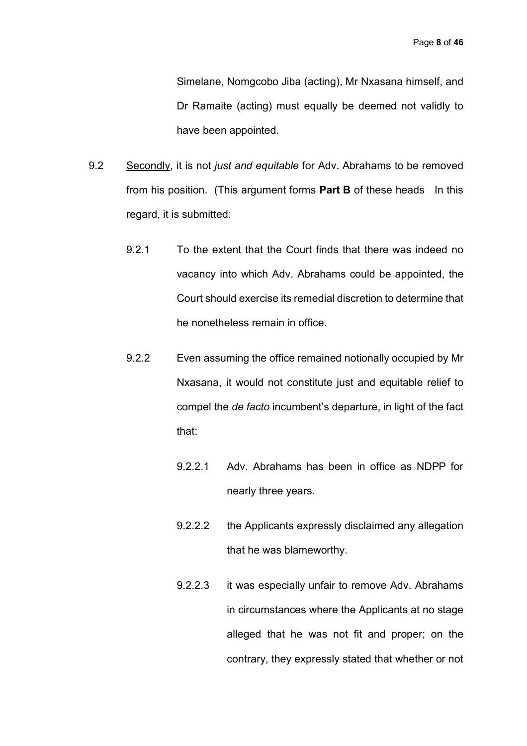Simelane, Nomgcobo Jiba (acting), Mr Nxasana himself, and Dr Ramaite (acting) must equally be deemed not validly to have been appointed.

9.2 Secondly, it is not *just and equitable* for Adv. Abrahams to be removed from his position. (This argument forms **Part B** of these heads In this regard, it is submitted:

9.2.1 To the extent that the Court finds that there was indeed no vacancy into which Adv. Abrahams could be appointed, the Court should exercise its remedial discretion to determine that he nonetheless remain in office.

9.2.2 Even assuming the office remained notionally occupied by Mr Nxasana, it would not constitute just and equitable relief to compel the *de facto* incumbent's departure, in light of the fact that:

9.2.2.1 Adv. Abrahams has been in office as NDPP for nearly three years.

9.2.2.2 the Applicants expressly disclaimed any allegation that he was blameworthy.

9.2.2.3 it was especially unfair to remove Adv. Abrahams in circumstances where the Applicants at no stage alleged that he was not fit and proper; on the contrary, they expressly stated that whether or not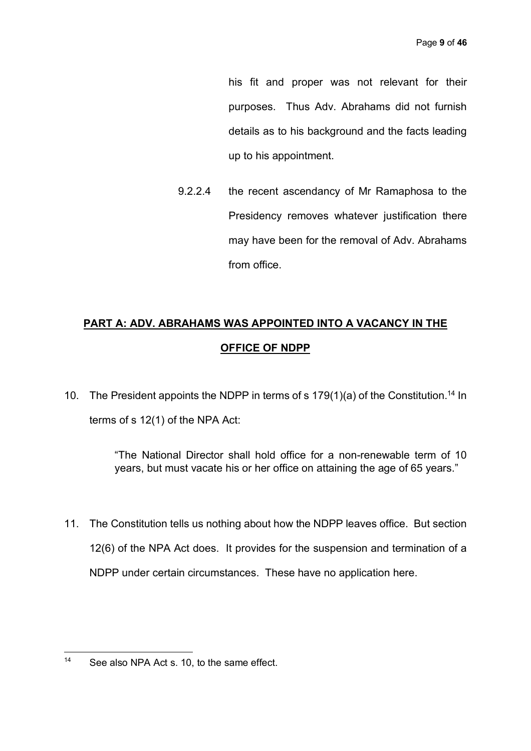his fit and proper was not relevant for their purposes. Thus Adv. Abrahams did not furnish details as to his background and the facts leading up to his appointment.

9.2.2.4 the recent ascendancy of Mr Ramaphosa to the Presidency removes whatever justification there may have been for the removal of Adv. Abrahams from office.

## PART A: ADV. ABRAHAMS WAS APPOINTED INTO A VACANCY IN THE OFFICE OF NDPP

10. The President appoints the NDPP in terms of s 179(1)(a) of the Constitution.[14] In terms of s 12(1) of the NPA Act:

> "The National Director shall hold office for a non-renewable term of 10 years, but must vacate his or her office on attaining the age of 65 years."

11. The Constitution tells us nothing about how the NDPP leaves office. But section 12(6) of the NPA Act does. It provides for the suspension and termination of a NDPP under certain circumstances. These have no application here.

---

[14] See also NPA Act s. 10, to the same effect.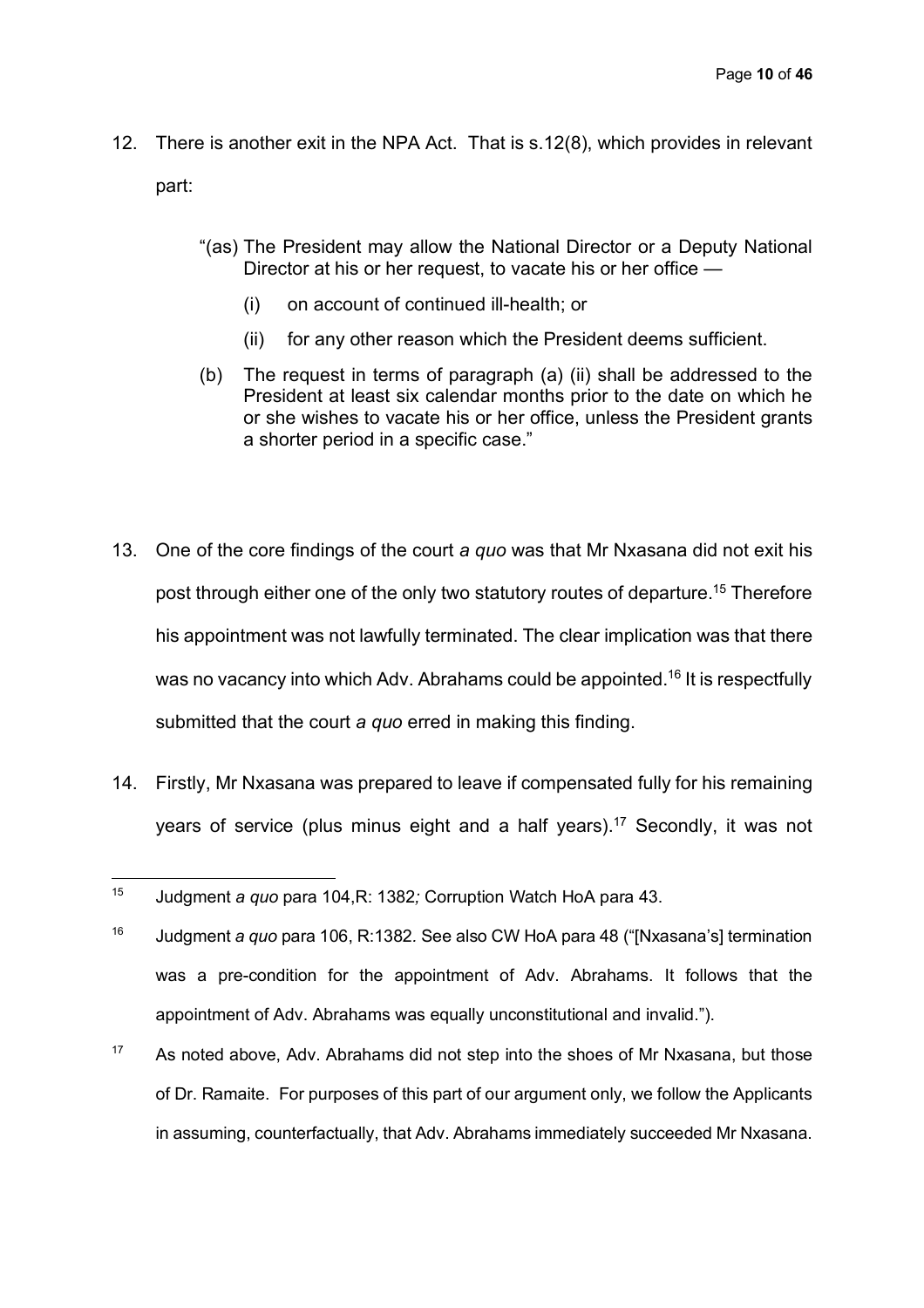12. There is another exit in the NPA Act. That is s.12(8), which provides in relevant part:

> "(as) The President may allow the National Director or a Deputy National Director at his or her request, to vacate his or her office —
>
> (i) on account of continued ill-health; or
>
> (ii) for any other reason which the President deems sufficient.
>
> (b) The request in terms of paragraph (a) (ii) shall be addressed to the President at least six calendar months prior to the date on which he or she wishes to vacate his or her office, unless the President grants a shorter period in a specific case."

13. One of the core findings of the court *a quo* was that Mr Nxasana did not exit his post through either one of the only two statutory routes of departure.[15] Therefore his appointment was not lawfully terminated. The clear implication was that there was no vacancy into which Adv. Abrahams could be appointed.[16] It is respectfully submitted that the court *a quo* erred in making this finding.

14. Firstly, Mr Nxasana was prepared to leave if compensated fully for his remaining years of service (plus minus eight and a half years).[17] Secondly, it was not

---

[15] Judgment *a quo* para 104,R: 1382*;* Corruption Watch HoA para 43.

[16] Judgment *a quo* para 106, R:1382. See also CW HoA para 48 ("[Nxasana's] termination was a pre-condition for the appointment of Adv. Abrahams. It follows that the appointment of Adv. Abrahams was equally unconstitutional and invalid.").

[17] As noted above, Adv. Abrahams did not step into the shoes of Mr Nxasana, but those of Dr. Ramaite. For purposes of this part of our argument only, we follow the Applicants in assuming, counterfactually, that Adv. Abrahams immediately succeeded Mr Nxasana.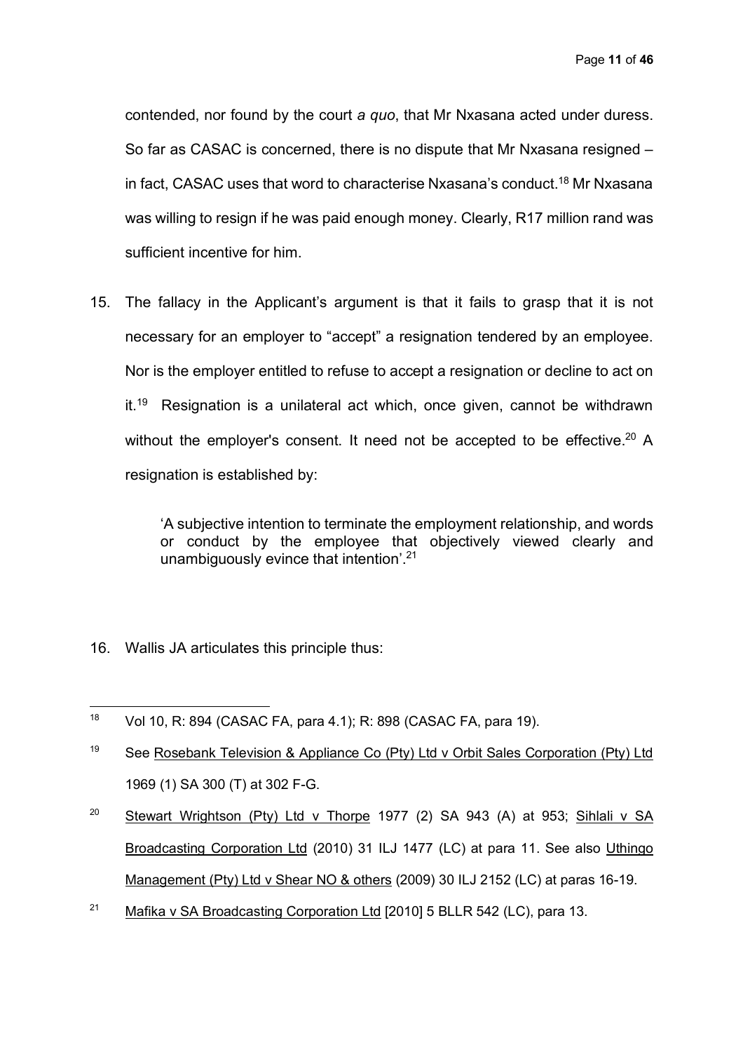contended, nor found by the court *a quo*, that Mr Nxasana acted under duress. So far as CASAC is concerned, there is no dispute that Mr Nxasana resigned – in fact, CASAC uses that word to characterise Nxasana's conduct.[18] Mr Nxasana was willing to resign if he was paid enough money. Clearly, R17 million rand was sufficient incentive for him.

15. The fallacy in the Applicant's argument is that it fails to grasp that it is not necessary for an employer to "accept" a resignation tendered by an employee. Nor is the employer entitled to refuse to accept a resignation or decline to act on it.[19] Resignation is a unilateral act which, once given, cannot be withdrawn without the employer's consent. It need not be accepted to be effective.[20] A resignation is established by:

   > 'A subjective intention to terminate the employment relationship, and words or conduct by the employee that objectively viewed clearly and unambiguously evince that intention'.[21]

16. Wallis JA articulates this principle thus:

---

[18] Vol 10, R: 894 (CASAC FA, para 4.1); R: 898 (CASAC FA, para 19).

[19] See Rosebank Television & Appliance Co (Pty) Ltd v Orbit Sales Corporation (Pty) Ltd 1969 (1) SA 300 (T) at 302 F-G.

[20] Stewart Wrightson (Pty) Ltd v Thorpe 1977 (2) SA 943 (A) at 953; Sihlali v SA Broadcasting Corporation Ltd (2010) 31 ILJ 1477 (LC) at para 11. See also Uthingo Management (Pty) Ltd v Shear NO & others (2009) 30 ILJ 2152 (LC) at paras 16-19.

[21] Mafika v SA Broadcasting Corporation Ltd [2010] 5 BLLR 542 (LC), para 13.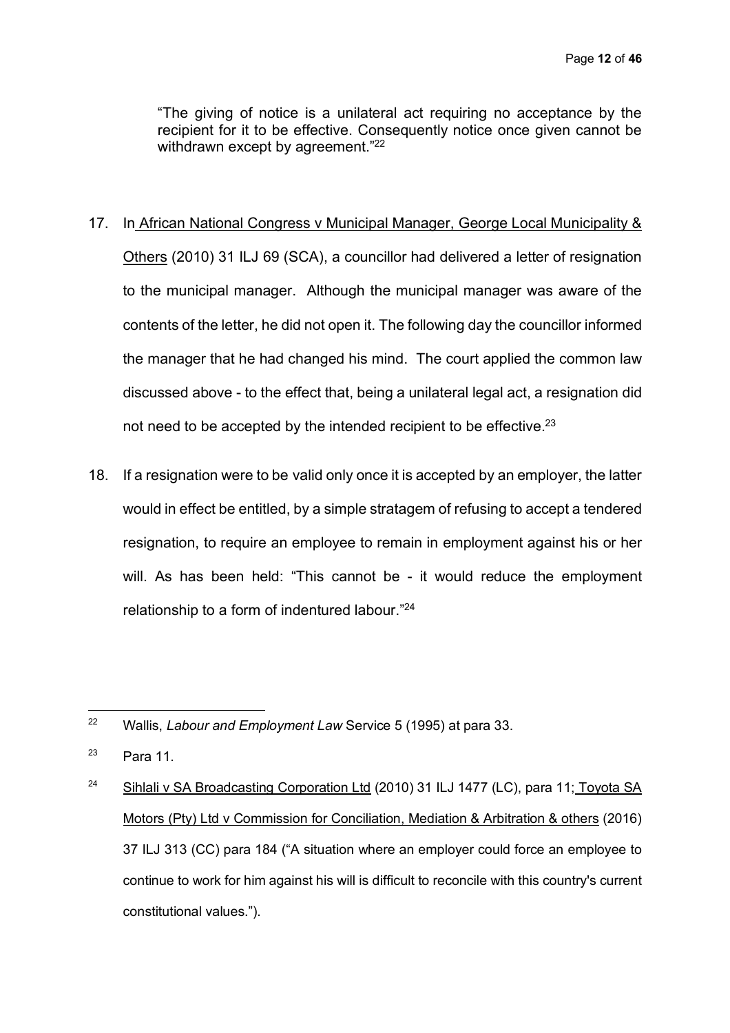> "The giving of notice is a unilateral act requiring no acceptance by the recipient for it to be effective. Consequently notice once given cannot be withdrawn except by agreement."[22]

17. In African National Congress v Municipal Manager, George Local Municipality & Others (2010) 31 ILJ 69 (SCA), a councillor had delivered a letter of resignation to the municipal manager. Although the municipal manager was aware of the contents of the letter, he did not open it. The following day the councillor informed the manager that he had changed his mind. The court applied the common law discussed above - to the effect that, being a unilateral legal act, a resignation did not need to be accepted by the intended recipient to be effective.[23]

18. If a resignation were to be valid only once it is accepted by an employer, the latter would in effect be entitled, by a simple stratagem of refusing to accept a tendered resignation, to require an employee to remain in employment against his or her will. As has been held: "This cannot be - it would reduce the employment relationship to a form of indentured labour."[24]

---

[22] Wallis, *Labour and Employment Law* Service 5 (1995) at para 33.

[23] Para 11.

[24] Sihlali v SA Broadcasting Corporation Ltd (2010) 31 ILJ 1477 (LC), para 11; Toyota SA Motors (Pty) Ltd v Commission for Conciliation, Mediation & Arbitration & others (2016) 37 ILJ 313 (CC) para 184 ("A situation where an employer could force an employee to continue to work for him against his will is difficult to reconcile with this country's current constitutional values.").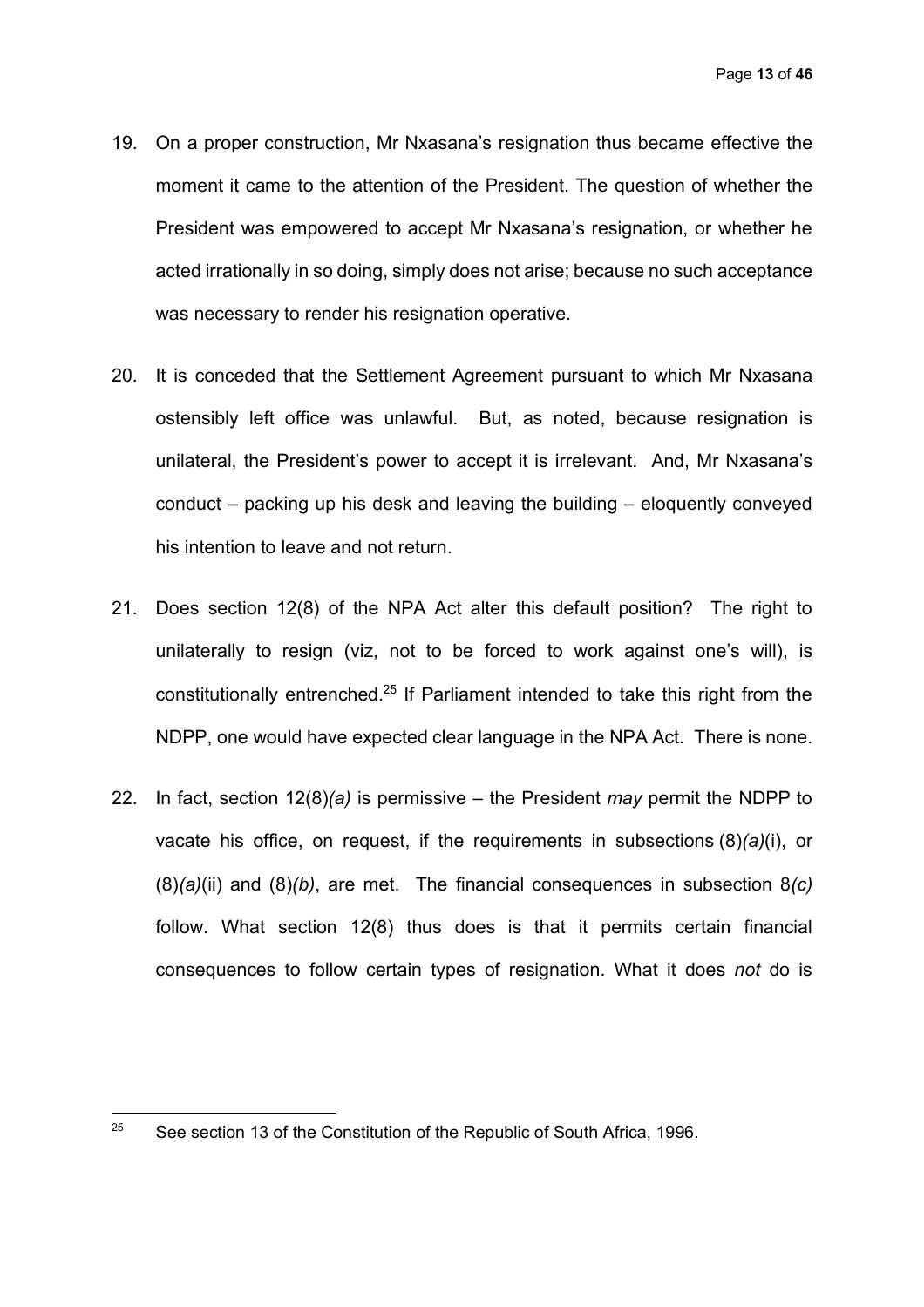19. On a proper construction, Mr Nxasana's resignation thus became effective the moment it came to the attention of the President. The question of whether the President was empowered to accept Mr Nxasana's resignation, or whether he acted irrationally in so doing, simply does not arise; because no such acceptance was necessary to render his resignation operative.

20. It is conceded that the Settlement Agreement pursuant to which Mr Nxasana ostensibly left office was unlawful. But, as noted, because resignation is unilateral, the President's power to accept it is irrelevant. And, Mr Nxasana's conduct – packing up his desk and leaving the building – eloquently conveyed his intention to leave and not return.

21. Does section 12(8) of the NPA Act alter this default position? The right to unilaterally to resign (viz, not to be forced to work against one's will), is constitutionally entrenched.[25] If Parliament intended to take this right from the NDPP, one would have expected clear language in the NPA Act. There is none.

22. In fact, section 12(8)*(a)* is permissive – the President *may* permit the NDPP to vacate his office, on request, if the requirements in subsections (8)*(a)*(i), or (8)*(a)*(ii) and (8)*(b)*, are met. The financial consequences in subsection 8*(c)* follow. What section 12(8) thus does is that it permits certain financial consequences to follow certain types of resignation. What it does *not* do is

---

[25] See section 13 of the Constitution of the Republic of South Africa, 1996.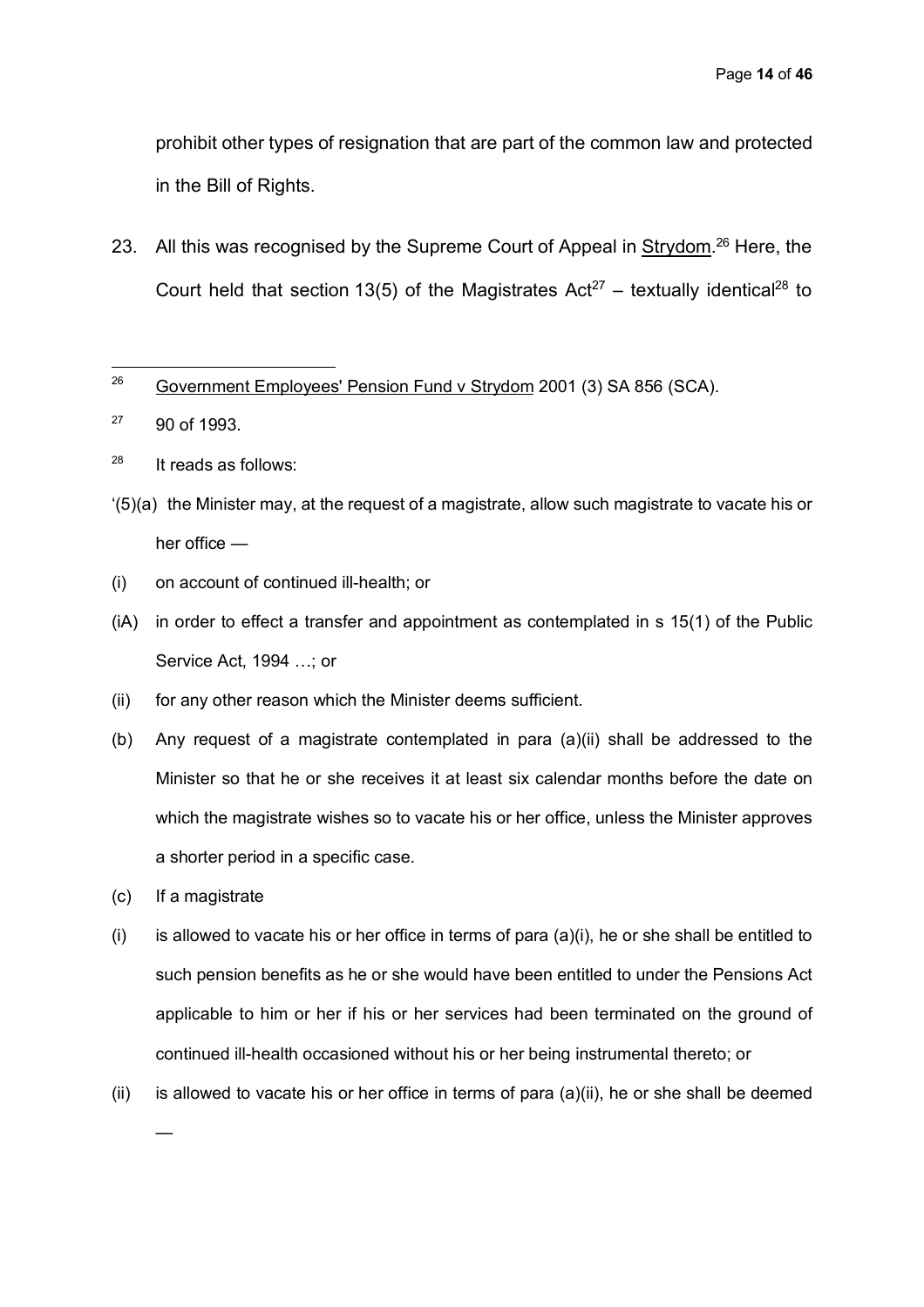prohibit other types of resignation that are part of the common law and protected in the Bill of Rights.

23. All this was recognised by the Supreme Court of Appeal in Strydom.[26] Here, the Court held that section 13(5) of the Magistrates Act[27] – textually identical[28] to

---

[26] Government Employees' Pension Fund v Strydom 2001 (3) SA 856 (SCA).

[27] 90 of 1993.

[28] It reads as follows:

'(5)(a) the Minister may, at the request of a magistrate, allow such magistrate to vacate his or her office —

(i) on account of continued ill-health; or

(iA) in order to effect a transfer and appointment as contemplated in s 15(1) of the Public Service Act, 1994 …; or

(ii) for any other reason which the Minister deems sufficient.

(b) Any request of a magistrate contemplated in para (a)(ii) shall be addressed to the Minister so that he or she receives it at least six calendar months before the date on which the magistrate wishes so to vacate his or her office, unless the Minister approves a shorter period in a specific case.

(c) If a magistrate

(i) is allowed to vacate his or her office in terms of para (a)(i), he or she shall be entitled to such pension benefits as he or she would have been entitled to under the Pensions Act applicable to him or her if his or her services had been terminated on the ground of continued ill-health occasioned without his or her being instrumental thereto; or

(ii) is allowed to vacate his or her office in terms of para (a)(ii), he or she shall be deemed —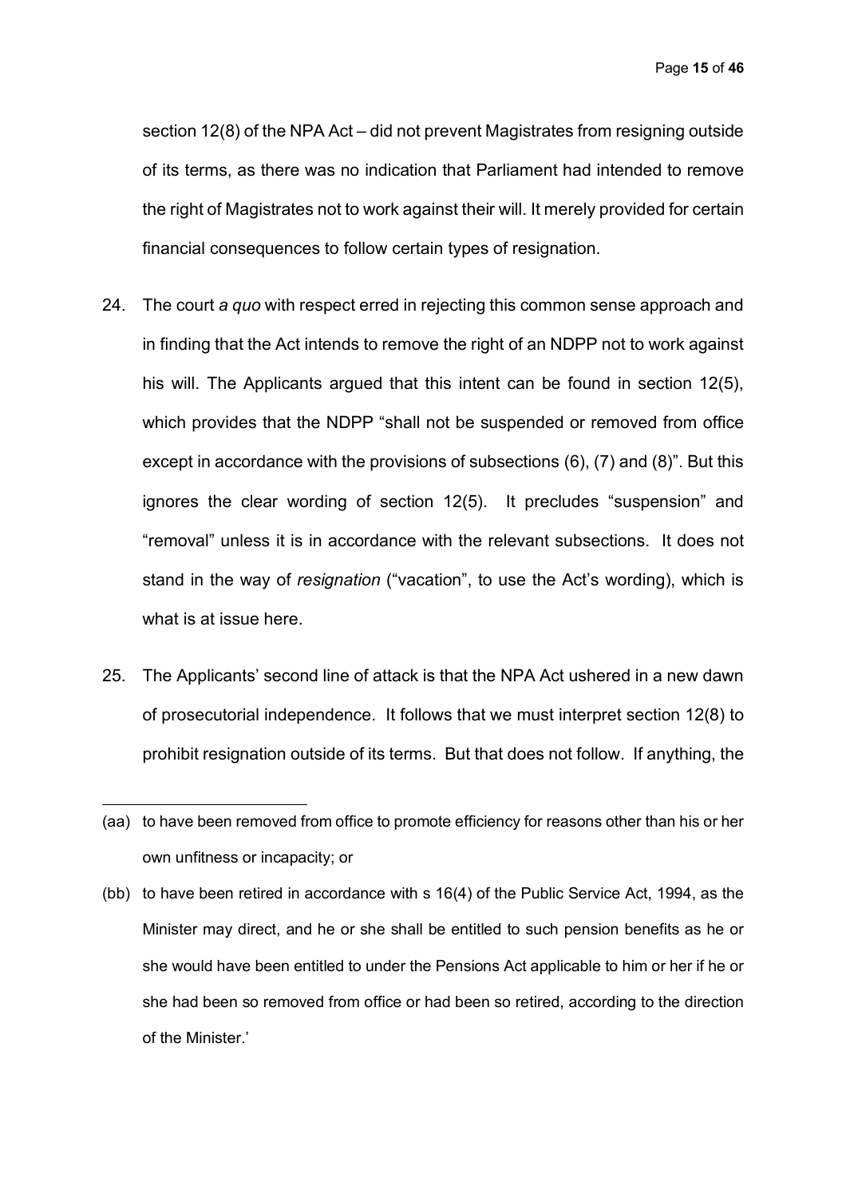section 12(8) of the NPA Act – did not prevent Magistrates from resigning outside of its terms, as there was no indication that Parliament had intended to remove the right of Magistrates not to work against their will. It merely provided for certain financial consequences to follow certain types of resignation.

24. The court *a quo* with respect erred in rejecting this common sense approach and in finding that the Act intends to remove the right of an NDPP not to work against his will. The Applicants argued that this intent can be found in section 12(5), which provides that the NDPP "shall not be suspended or removed from office except in accordance with the provisions of subsections (6), (7) and (8)". But this ignores the clear wording of section 12(5). It precludes "suspension" and "removal" unless it is in accordance with the relevant subsections. It does not stand in the way of *resignation* ("vacation", to use the Act's wording), which is what is at issue here.

25. The Applicants' second line of attack is that the NPA Act ushered in a new dawn of prosecutorial independence. It follows that we must interpret section 12(8) to prohibit resignation outside of its terms. But that does not follow. If anything, the

---

(aa) to have been removed from office to promote efficiency for reasons other than his or her own unfitness or incapacity; or

(bb) to have been retired in accordance with s 16(4) of the Public Service Act, 1994, as the Minister may direct, and he or she shall be entitled to such pension benefits as he or she would have been entitled to under the Pensions Act applicable to him or her if he or she had been so removed from office or had been so retired, according to the direction of the Minister.'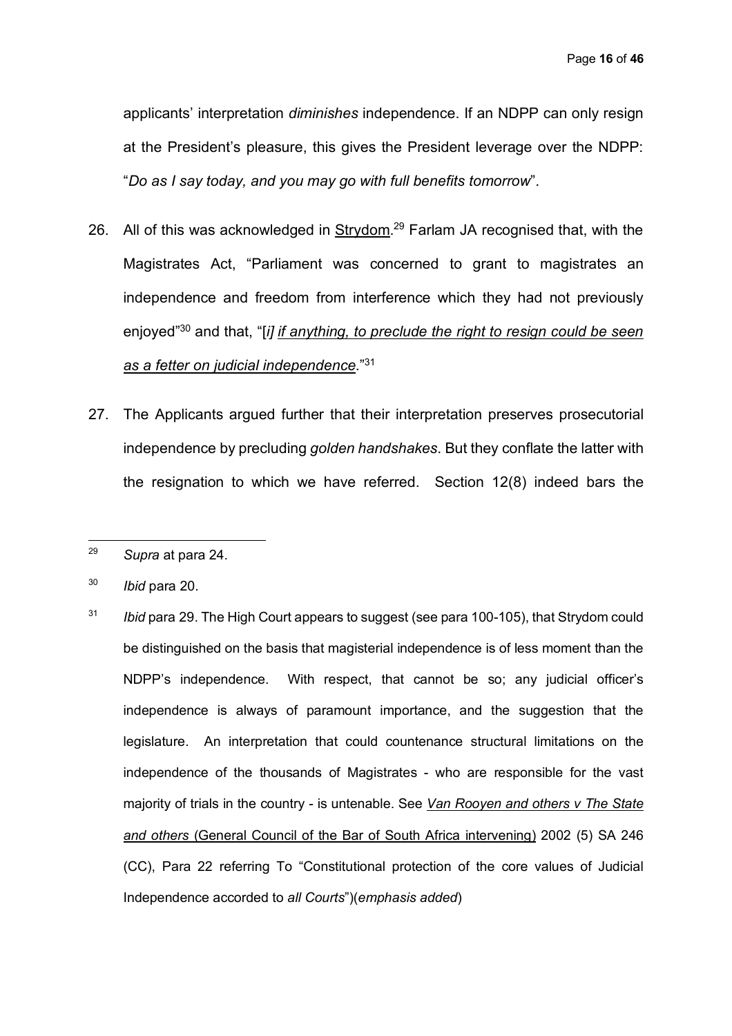applicants' interpretation *diminishes* independence. If an NDPP can only resign at the President's pleasure, this gives the President leverage over the NDPP: "*Do as I say today, and you may go with full benefits tomorrow*".

26. All of this was acknowledged in Strydom.[29] Farlam JA recognised that, with the Magistrates Act, "Parliament was concerned to grant to magistrates an independence and freedom from interference which they had not previously enjoyed"[30] and that, "[*i*] *if anything, to preclude the right to resign could be seen as a fetter on judicial independence*."[31]

27. The Applicants argued further that their interpretation preserves prosecutorial independence by precluding *golden handshakes*. But they conflate the latter with the resignation to which we have referred. Section 12(8) indeed bars the

---

[29] *Supra* at para 24.

[30] *Ibid* para 20.

[31] *Ibid* para 29. The High Court appears to suggest (see para 100-105), that Strydom could be distinguished on the basis that magisterial independence is of less moment than the NDPP's independence. With respect, that cannot be so; any judicial officer's independence is always of paramount importance, and the suggestion that the legislature. An interpretation that could countenance structural limitations on the independence of the thousands of Magistrates - who are responsible for the vast majority of trials in the country - is untenable. See *Van Rooyen and others v The State and others* (General Council of the Bar of South Africa intervening) 2002 (5) SA 246 (CC), Para 22 referring To "Constitutional protection of the core values of Judicial Independence accorded to *all Courts*")(*emphasis added*)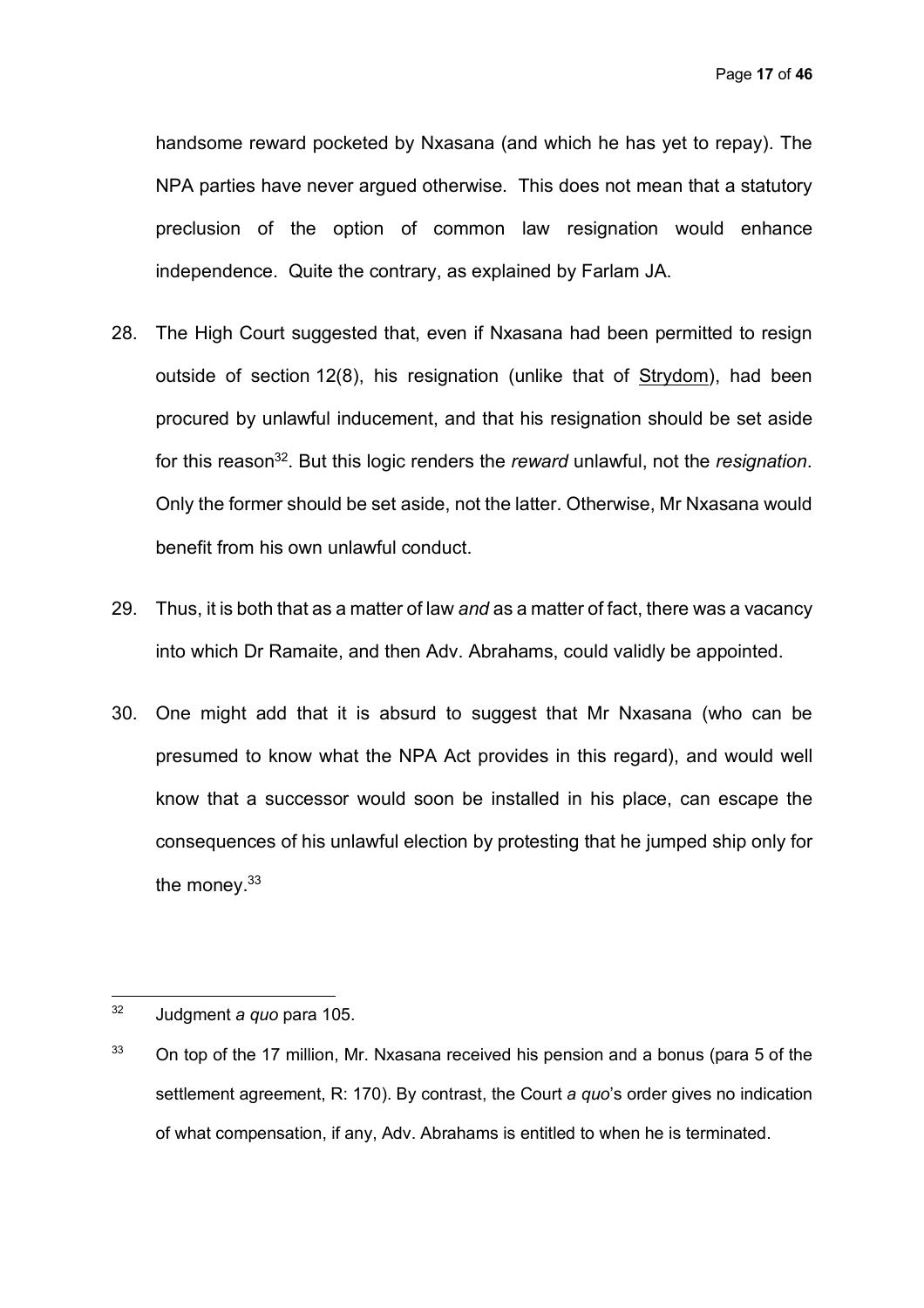handsome reward pocketed by Nxasana (and which he has yet to repay). The NPA parties have never argued otherwise. This does not mean that a statutory preclusion of the option of common law resignation would enhance independence. Quite the contrary, as explained by Farlam JA.

28. The High Court suggested that, even if Nxasana had been permitted to resign outside of section 12(8), his resignation (unlike that of Strydom), had been procured by unlawful inducement, and that his resignation should be set aside for this reason[32]. But this logic renders the *reward* unlawful, not the *resignation*. Only the former should be set aside, not the latter. Otherwise, Mr Nxasana would benefit from his own unlawful conduct.

29. Thus, it is both that as a matter of law *and* as a matter of fact, there was a vacancy into which Dr Ramaite, and then Adv. Abrahams, could validly be appointed.

30. One might add that it is absurd to suggest that Mr Nxasana (who can be presumed to know what the NPA Act provides in this regard), and would well know that a successor would soon be installed in his place, can escape the consequences of his unlawful election by protesting that he jumped ship only for the money.[33]

---

[32] Judgment *a quo* para 105.

[33] On top of the 17 million, Mr. Nxasana received his pension and a bonus (para 5 of the settlement agreement, R: 170). By contrast, the Court *a quo*'s order gives no indication of what compensation, if any, Adv. Abrahams is entitled to when he is terminated.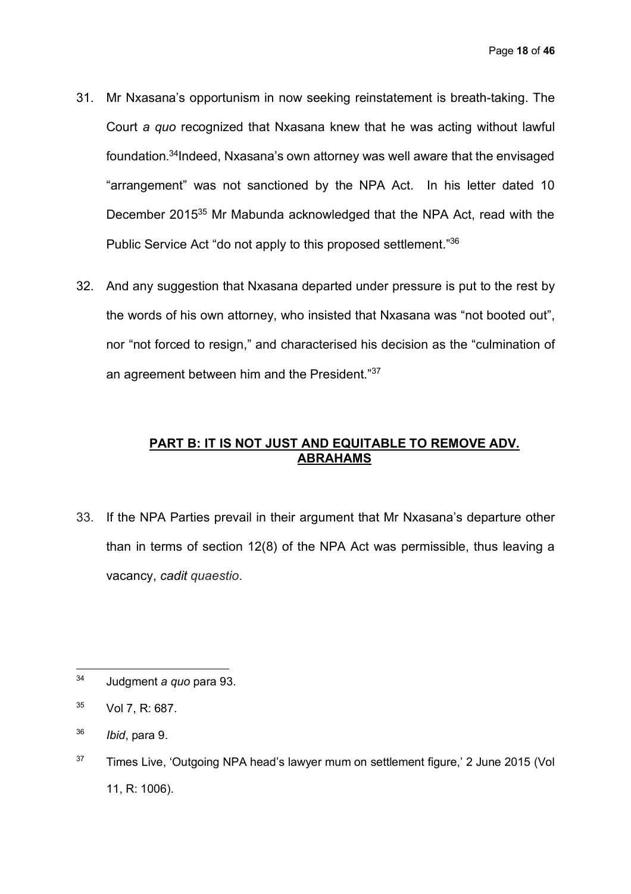31. Mr Nxasana's opportunism in now seeking reinstatement is breath-taking. The Court *a quo* recognized that Nxasana knew that he was acting without lawful foundation.[34]Indeed, Nxasana's own attorney was well aware that the envisaged "arrangement" was not sanctioned by the NPA Act. In his letter dated 10 December 2015[35] Mr Mabunda acknowledged that the NPA Act, read with the Public Service Act "do not apply to this proposed settlement."[36]

32. And any suggestion that Nxasana departed under pressure is put to the rest by the words of his own attorney, who insisted that Nxasana was "not booted out", nor "not forced to resign," and characterised his decision as the "culmination of an agreement between him and the President."[37]

## PART B: IT IS NOT JUST AND EQUITABLE TO REMOVE ADV. ABRAHAMS

33. If the NPA Parties prevail in their argument that Mr Nxasana's departure other than in terms of section 12(8) of the NPA Act was permissible, thus leaving a vacancy, *cadit quaestio*.

---

[34] Judgment *a quo* para 93.

[35] Vol 7, R: 687.

[36] *Ibid*, para 9.

[37] Times Live, 'Outgoing NPA head's lawyer mum on settlement figure,' 2 June 2015 (Vol 11, R: 1006).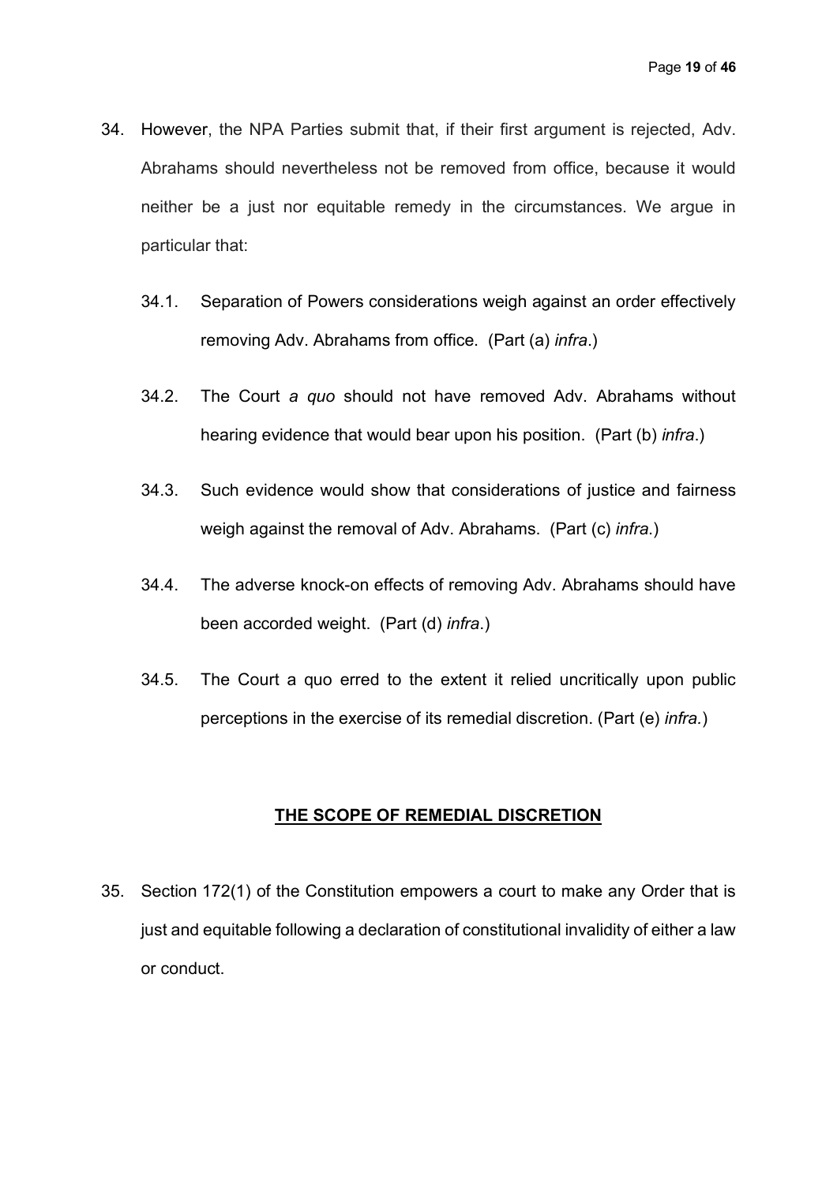34. However, the NPA Parties submit that, if their first argument is rejected, Adv. Abrahams should nevertheless not be removed from office, because it would neither be a just nor equitable remedy in the circumstances. We argue in particular that:

    34.1. Separation of Powers considerations weigh against an order effectively removing Adv. Abrahams from office. (Part (a) *infra*.)

    34.2. The Court *a quo* should not have removed Adv. Abrahams without hearing evidence that would bear upon his position. (Part (b) *infra*.)

    34.3. Such evidence would show that considerations of justice and fairness weigh against the removal of Adv. Abrahams. (Part (c) *infra*.)

    34.4. The adverse knock-on effects of removing Adv. Abrahams should have been accorded weight. (Part (d) *infra*.)

    34.5. The Court a quo erred to the extent it relied uncritically upon public perceptions in the exercise of its remedial discretion. (Part (e) *infra.*)

## THE SCOPE OF REMEDIAL DISCRETION

35. Section 172(1) of the Constitution empowers a court to make any Order that is just and equitable following a declaration of constitutional invalidity of either a law or conduct.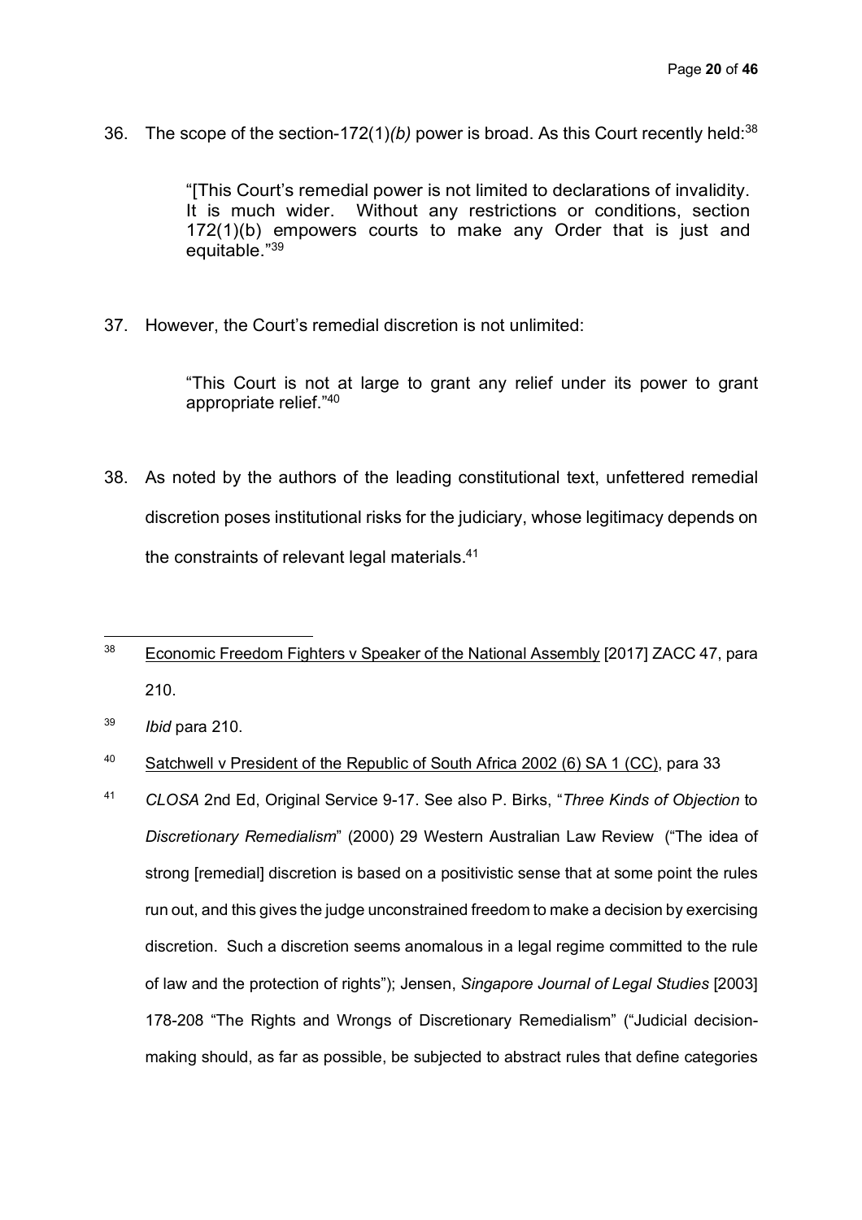36. The scope of the section-172(1)*(b)* power is broad. As this Court recently held:[38]

> "[This Court's remedial power is not limited to declarations of invalidity. It is much wider. Without any restrictions or conditions, section 172(1)(b) empowers courts to make any Order that is just and equitable."[39]

37. However, the Court's remedial discretion is not unlimited:

> "This Court is not at large to grant any relief under its power to grant appropriate relief."[40]

38. As noted by the authors of the leading constitutional text, unfettered remedial discretion poses institutional risks for the judiciary, whose legitimacy depends on the constraints of relevant legal materials.[41]

---

[38] Economic Freedom Fighters v Speaker of the National Assembly [2017] ZACC 47, para 210.

[39] *Ibid* para 210.

[40] Satchwell v President of the Republic of South Africa 2002 (6) SA 1 (CC), para 33

[41] *CLOSA* 2nd Ed, Original Service 9-17. See also P. Birks, "*Three Kinds of Objection* to *Discretionary Remedialism*" (2000) 29 Western Australian Law Review ("The idea of strong [remedial] discretion is based on a positivistic sense that at some point the rules run out, and this gives the judge unconstrained freedom to make a decision by exercising discretion. Such a discretion seems anomalous in a legal regime committed to the rule of law and the protection of rights"); Jensen, *Singapore Journal of Legal Studies* [2003] 178-208 "The Rights and Wrongs of Discretionary Remedialism" ("Judicial decision-making should, as far as possible, be subjected to abstract rules that define categories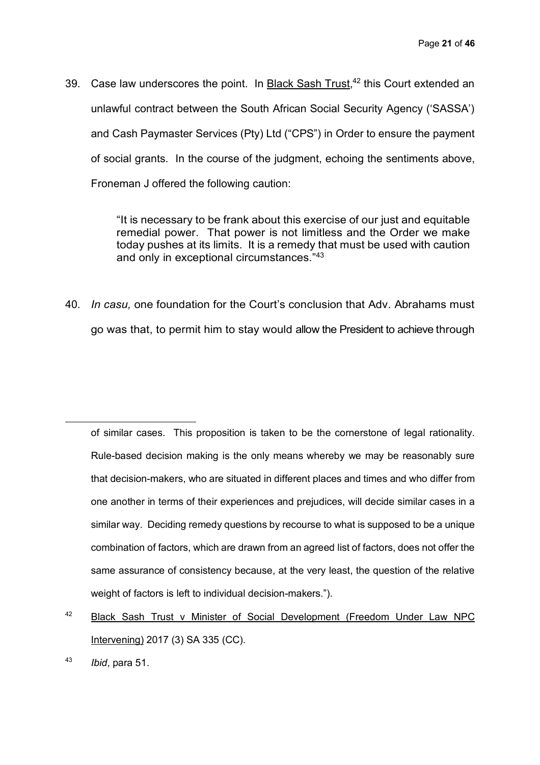39. Case law underscores the point. In Black Sash Trust,[42] this Court extended an unlawful contract between the South African Social Security Agency ('SASSA') and Cash Paymaster Services (Pty) Ltd ("CPS") in Order to ensure the payment of social grants. In the course of the judgment, echoing the sentiments above, Froneman J offered the following caution:

> "It is necessary to be frank about this exercise of our just and equitable remedial power. That power is not limitless and the Order we make today pushes at its limits. It is a remedy that must be used with caution and only in exceptional circumstances."[43]

40. *In casu,* one foundation for the Court's conclusion that Adv. Abrahams must go was that, to permit him to stay would allow the President to achieve through

---

of similar cases. This proposition is taken to be the cornerstone of legal rationality. Rule-based decision making is the only means whereby we may be reasonably sure that decision-makers, who are situated in different places and times and who differ from one another in terms of their experiences and prejudices, will decide similar cases in a similar way. Deciding remedy questions by recourse to what is supposed to be a unique combination of factors, which are drawn from an agreed list of factors, does not offer the same assurance of consistency because, at the very least, the question of the relative weight of factors is left to individual decision-makers.").

[42] Black Sash Trust v Minister of Social Development (Freedom Under Law NPC Intervening) 2017 (3) SA 335 (CC).

[43] *Ibid*, para 51.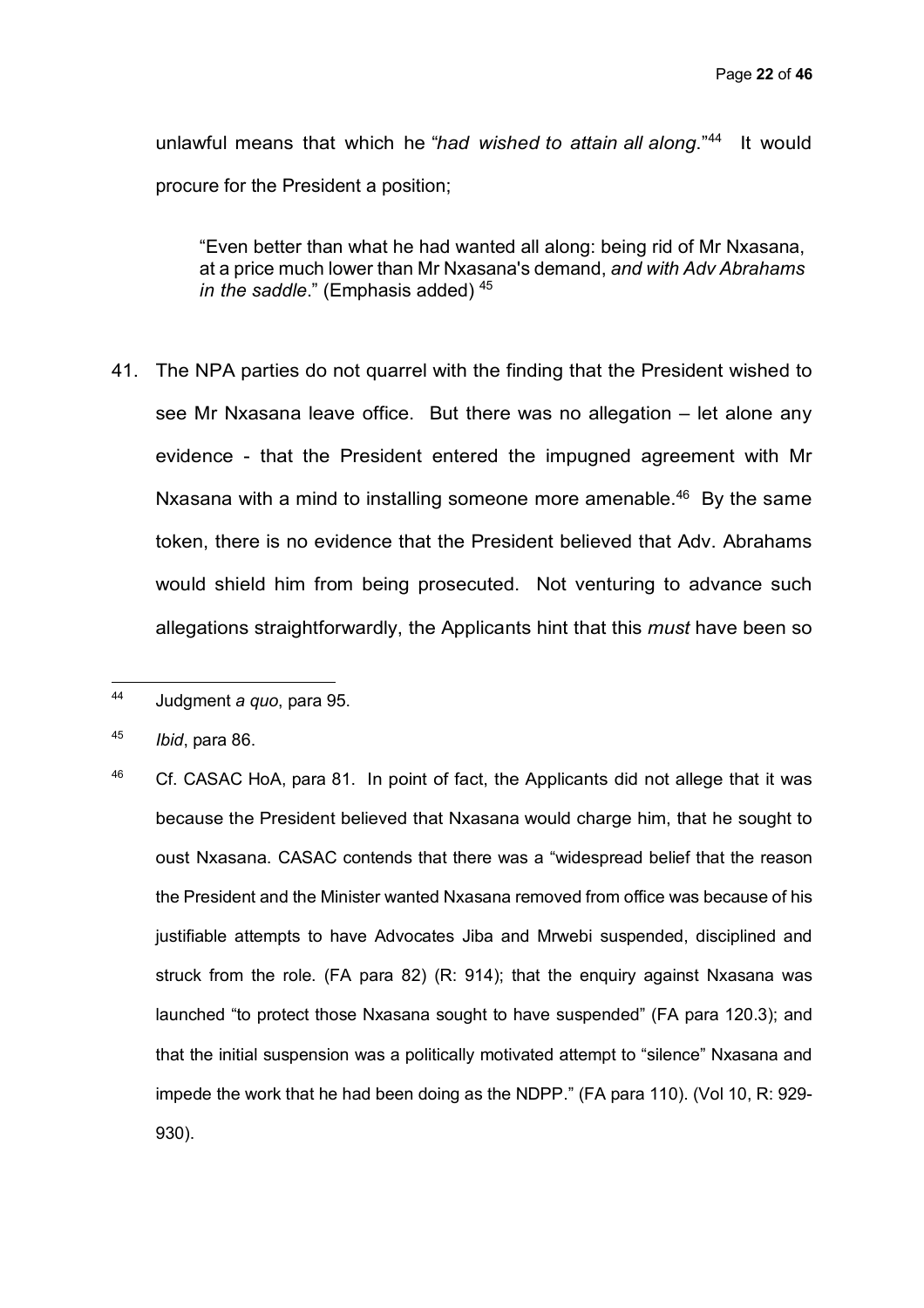unlawful means that which he "*had wished to attain all along*."[44] It would procure for the President a position;

> "Even better than what he had wanted all along: being rid of Mr Nxasana, at a price much lower than Mr Nxasana's demand, *and with Adv Abrahams in the saddle*." (Emphasis added) [45]

41. The NPA parties do not quarrel with the finding that the President wished to see Mr Nxasana leave office. But there was no allegation – let alone any evidence - that the President entered the impugned agreement with Mr Nxasana with a mind to installing someone more amenable.[46] By the same token, there is no evidence that the President believed that Adv. Abrahams would shield him from being prosecuted. Not venturing to advance such allegations straightforwardly, the Applicants hint that this *must* have been so

---

[44] Judgment *a quo*, para 95.

[45] *Ibid*, para 86.

[46] Cf. CASAC HoA, para 81. In point of fact, the Applicants did not allege that it was because the President believed that Nxasana would charge him, that he sought to oust Nxasana. CASAC contends that there was a "widespread belief that the reason the President and the Minister wanted Nxasana removed from office was because of his justifiable attempts to have Advocates Jiba and Mrwebi suspended, disciplined and struck from the role. (FA para 82) (R: 914); that the enquiry against Nxasana was launched "to protect those Nxasana sought to have suspended" (FA para 120.3); and that the initial suspension was a politically motivated attempt to "silence" Nxasana and impede the work that he had been doing as the NDPP." (FA para 110). (Vol 10, R: 929-930).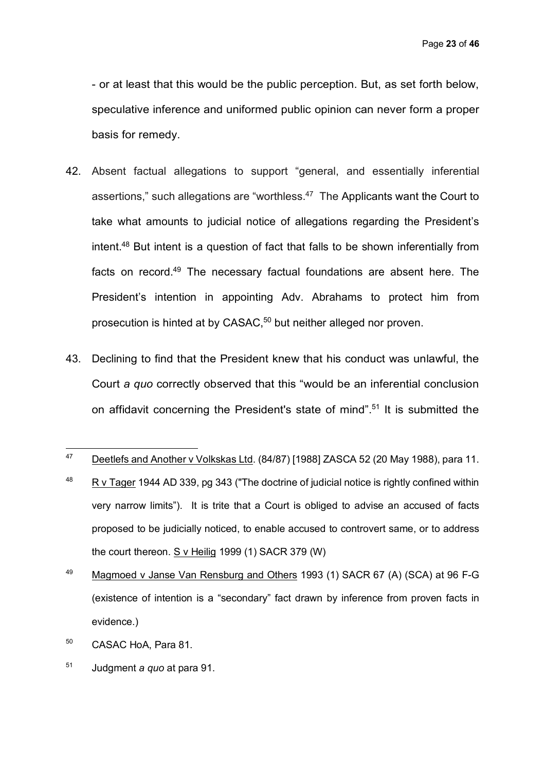- or at least that this would be the public perception. But, as set forth below, speculative inference and uformed public opinion can never form a proper basis for remedy.

42. Absent factual allegations to support "general, and essentially inferential assertions," such allegations are "worthless.[47] The Applicants want the Court to take what amounts to judicial notice of allegations regarding the President's intent.[48] But intent is a question of fact that falls to be shown inferentially from facts on record.[49] The necessary factual foundations are absent here. The President's intention in appointing Adv. Abrahams to protect him from prosecution is hinted at by CASAC,[50] but neither alleged nor proven.

43. Declining to find that the President knew that his conduct was unlawful, the Court *a quo* correctly observed that this "would be an inferential conclusion on affidavit concerning the President's state of mind".[51] It is submitted the

---

[47] Deetlefs and Another v Volkskas Ltd. (84/87) [1988] ZASCA 52 (20 May 1988), para 11.

[48] R v Tager 1944 AD 339, pg 343 ("The doctrine of judicial notice is rightly confined within very narrow limits"). It is trite that a Court is obliged to advise an accused of facts proposed to be judicially noticed, to enable accused to controvert same, or to address the court thereon. S v Heilig 1999 (1) SACR 379 (W)

[49] Magmoed v Janse Van Rensburg and Others 1993 (1) SACR 67 (A) (SCA) at 96 F-G (existence of intention is a "secondary" fact drawn by inference from proven facts in evidence.)

[50] CASAC HoA, Para 81.

[51] Judgment *a quo* at para 91.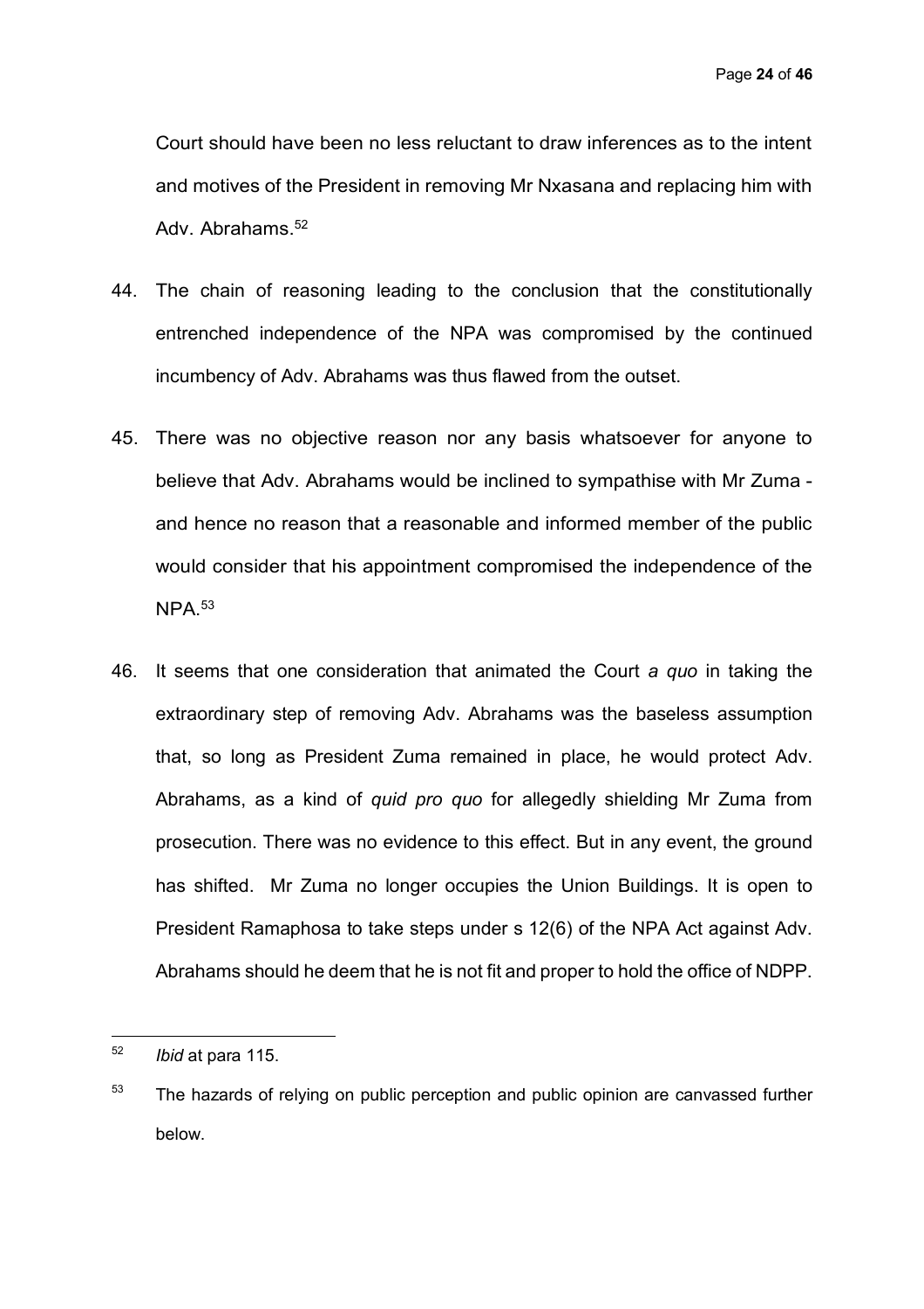Court should have been no less reluctant to draw inferences as to the intent and motives of the President in removing Mr Nxasana and replacing him with Adv. Abrahams.[52]

44. The chain of reasoning leading to the conclusion that the constitutionally entrenched independence of the NPA was compromised by the continued incumbency of Adv. Abrahams was thus flawed from the outset.

45. There was no objective reason nor any basis whatsoever for anyone to believe that Adv. Abrahams would be inclined to sympathise with Mr Zuma - and hence no reason that a reasonable and informed member of the public would consider that his appointment compromised the independence of the NPA.[53]

46. It seems that one consideration that animated the Court *a quo* in taking the extraordinary step of removing Adv. Abrahams was the baseless assumption that, so long as President Zuma remained in place, he would protect Adv. Abrahams, as a kind of *quid pro quo* for allegedly shielding Mr Zuma from prosecution. There was no evidence to this effect. But in any event, the ground has shifted. Mr Zuma no longer occupies the Union Buildings. It is open to President Ramaphosa to take steps under s 12(6) of the NPA Act against Adv. Abrahams should he deem that he is not fit and proper to hold the office of NDPP.

---

[52] *Ibid* at para 115.

[53] The hazards of relying on public perception and public opinion are canvassed further below.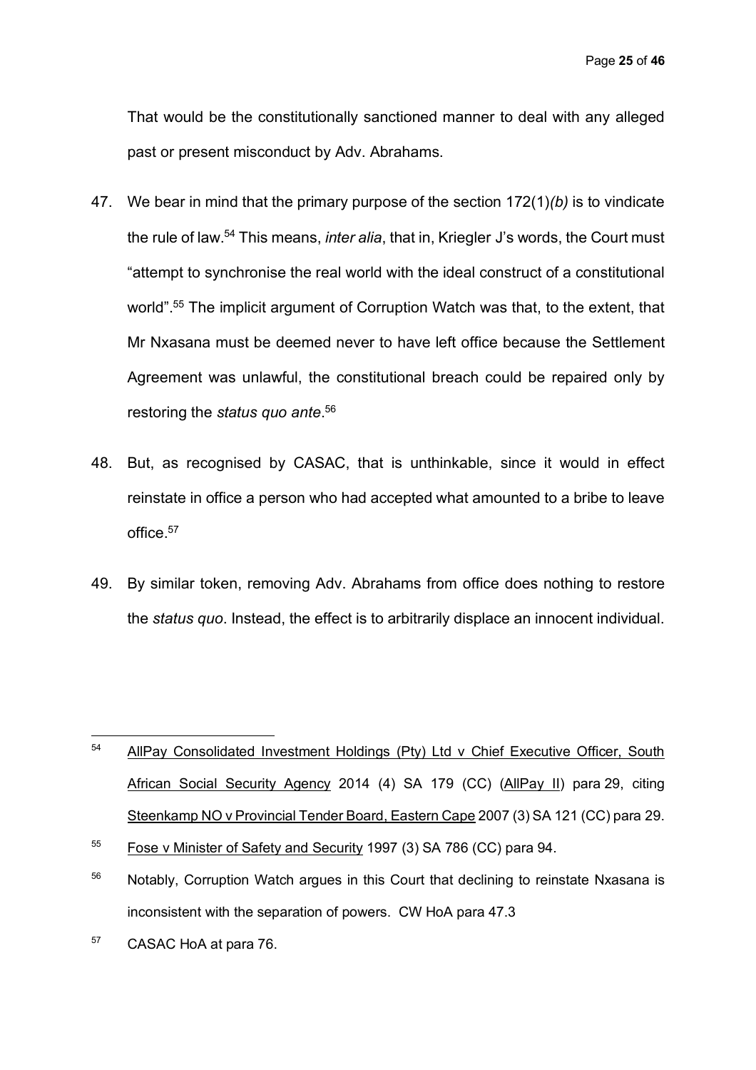That would be the constitutionally sanctioned manner to deal with any alleged past or present misconduct by Adv. Abrahams.

47. We bear in mind that the primary purpose of the section 172(1)*(b)* is to vindicate the rule of law.[54] This means, *inter alia*, that in, Kriegler J's words, the Court must "attempt to synchronise the real world with the ideal construct of a constitutional world".[55] The implicit argument of Corruption Watch was that, to the extent, that Mr Nxasana must be deemed never to have left office because the Settlement Agreement was unlawful, the constitutional breach could be repaired only by restoring the *status quo ante*.[56]

48. But, as recognised by CASAC, that is unthinkable, since it would in effect reinstate in office a person who had accepted what amounted to a bribe to leave office.[57]

49. By similar token, removing Adv. Abrahams from office does nothing to restore the *status quo*. Instead, the effect is to arbitrarily displace an innocent individual.

---

[54] AllPay Consolidated Investment Holdings (Pty) Ltd v Chief Executive Officer, South African Social Security Agency 2014 (4) SA 179 (CC) (AllPay II) para 29, citing Steenkamp NO v Provincial Tender Board, Eastern Cape 2007 (3) SA 121 (CC) para 29.

[55] Fose v Minister of Safety and Security 1997 (3) SA 786 (CC) para 94.

[56] Notably, Corruption Watch argues in this Court that declining to reinstate Nxasana is inconsistent with the separation of powers. CW HoA para 47.3

[57] CASAC HoA at para 76.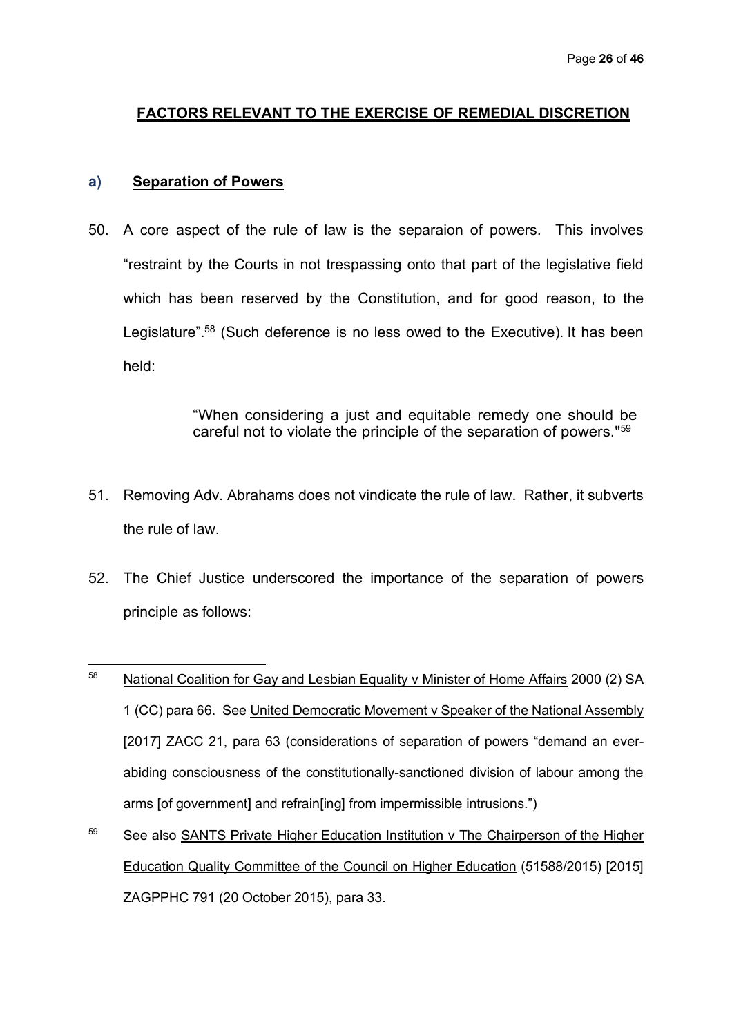## FACTORS RELEVANT TO THE EXERCISE OF REMEDIAL DISCRETION

### a) Separation of Powers

50. A core aspect of the rule of law is the separaion of powers. This involves "restraint by the Courts in not trespassing onto that part of the legislative field which has been reserved by the Constitution, and for good reason, to the Legislature".[58] (Such deference is no less owed to the Executive). It has been held:

> "When considering a just and equitable remedy one should be careful not to violate the principle of the separation of powers."[59]

51. Removing Adv. Abrahams does not vindicate the rule of law. Rather, it subverts the rule of law.

52. The Chief Justice underscored the importance of the separation of powers principle as follows:

---

[58] National Coalition for Gay and Lesbian Equality v Minister of Home Affairs 2000 (2) SA 1 (CC) para 66. See United Democratic Movement v Speaker of the National Assembly [2017] ZACC 21, para 63 (considerations of separation of powers "demand an ever-abiding consciousness of the constitutionally-sanctioned division of labour among the arms [of government] and refrain[ing] from impermissible intrusions.")

[59] See also SANTS Private Higher Education Institution v The Chairperson of the Higher Education Quality Committee of the Council on Higher Education (51588/2015) [2015] ZAGPPHC 791 (20 October 2015), para 33.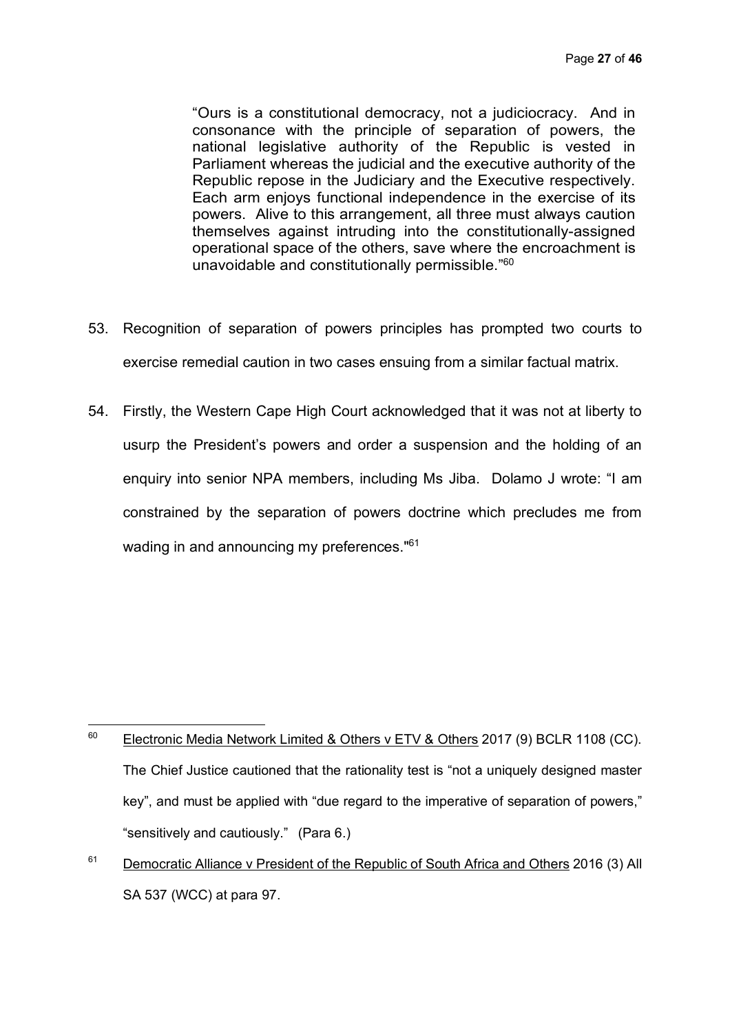> "Ours is a constitutional democracy, not a judiciocracy. And in consonance with the principle of separation of powers, the national legislative authority of the Republic is vested in Parliament whereas the judicial and the executive authority of the Republic repose in the Judiciary and the Executive respectively. Each arm enjoys functional independence in the exercise of its powers. Alive to this arrangement, all three must always caution themselves against intruding into the constitutionally-assigned operational space of the others, save where the encroachment is unavoidable and constitutionally permissible."[60]

53. Recognition of separation of powers principles has prompted two courts to exercise remedial caution in two cases ensuing from a similar factual matrix.

54. Firstly, the Western Cape High Court acknowledged that it was not at liberty to usurp the President's powers and order a suspension and the holding of an enquiry into senior NPA members, including Ms Jiba. Dolamo J wrote: "I am constrained by the separation of powers doctrine which precludes me from wading in and announcing my preferences."[61]

---

[60] Electronic Media Network Limited & Others v ETV & Others 2017 (9) BCLR 1108 (CC). The Chief Justice cautioned that the rationality test is "not a uniquely designed master key", and must be applied with "due regard to the imperative of separation of powers," "sensitively and cautiously." (Para 6.)

[61] Democratic Alliance v President of the Republic of South Africa and Others 2016 (3) All SA 537 (WCC) at para 97.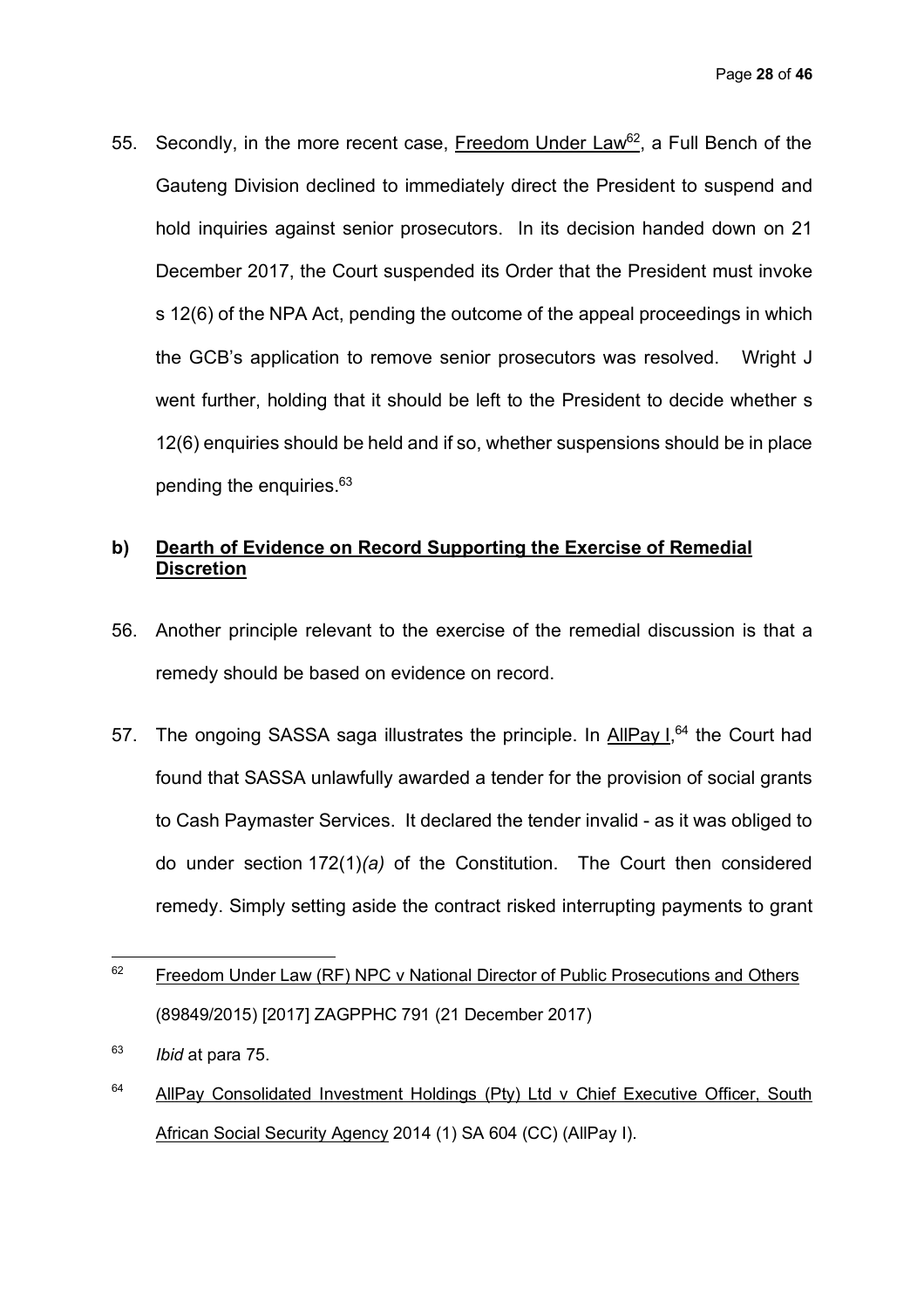55. Secondly, in the more recent case, Freedom Under Law[62], a Full Bench of the Gauteng Division declined to immediately direct the President to suspend and hold inquiries against senior prosecutors. In its decision handed down on 21 December 2017, the Court suspended its Order that the President must invoke s 12(6) of the NPA Act, pending the outcome of the appeal proceedings in which the GCB's application to remove senior prosecutors was resolved. Wright J went further, holding that it should be left to the President to decide whether s 12(6) enquiries should be held and if so, whether suspensions should be in place pending the enquiries.[63]

## b) Dearth of Evidence on Record Supporting the Exercise of Remedial Discretion

56. Another principle relevant to the exercise of the remedial discussion is that a remedy should be based on evidence on record.

57. The ongoing SASSA saga illustrates the principle. In AllPay I,[64] the Court had found that SASSA unlawfully awarded a tender for the provision of social grants to Cash Paymaster Services. It declared the tender invalid - as it was obliged to do under section 172(1)*(a)* of the Constitution. The Court then considered remedy. Simply setting aside the contract risked interrupting payments to grant

---

[62] Freedom Under Law (RF) NPC v National Director of Public Prosecutions and Others (89849/2015) [2017] ZAGPPHC 791 (21 December 2017)

[63] *Ibid* at para 75.

[64] AllPay Consolidated Investment Holdings (Pty) Ltd v Chief Executive Officer, South African Social Security Agency 2014 (1) SA 604 (CC) (AllPay I).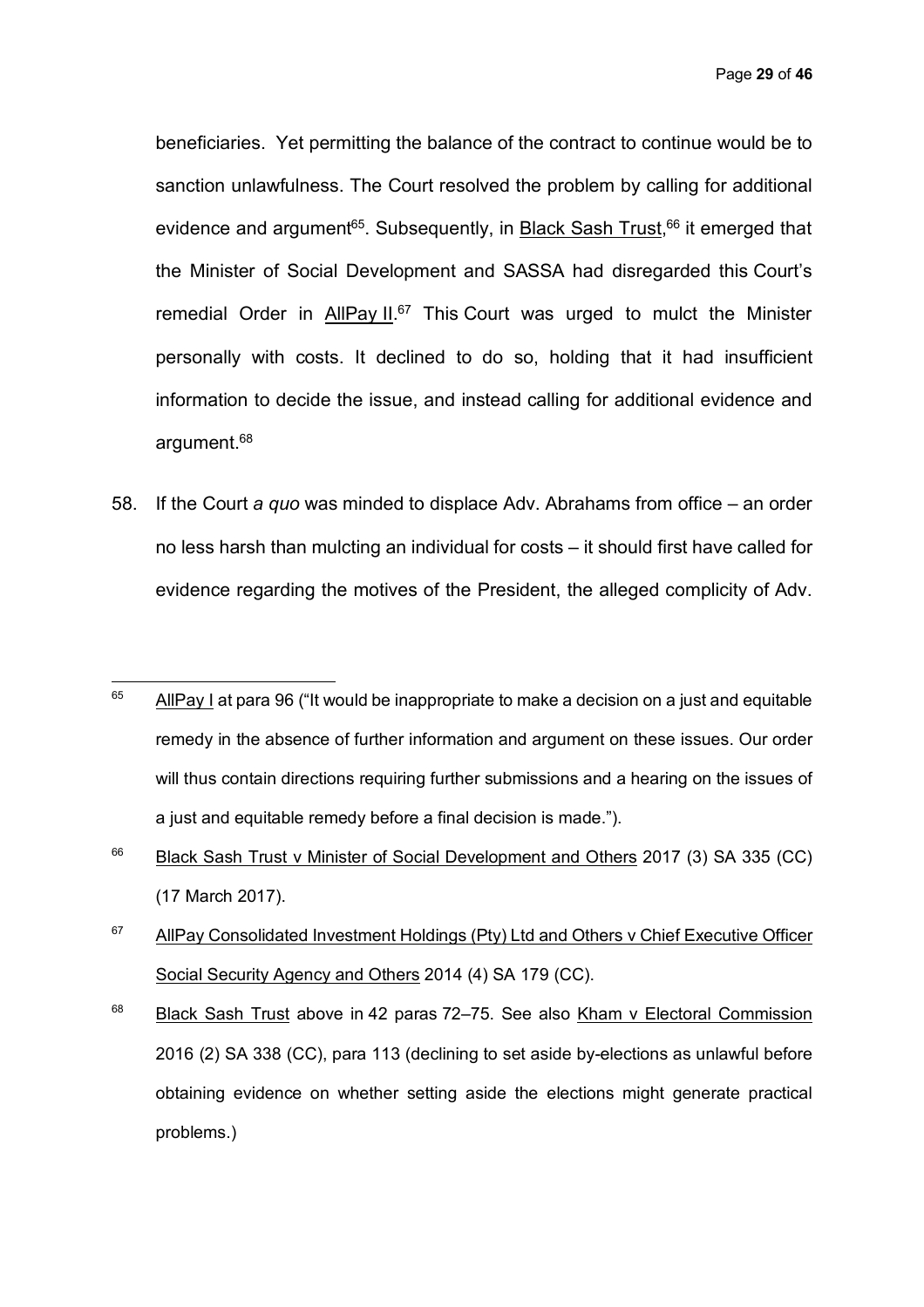beneficiaries. Yet permitting the balance of the contract to continue would be to sanction unlawfulness. The Court resolved the problem by calling for additional evidence and argument[65]. Subsequently, in Black Sash Trust,[66] it emerged that the Minister of Social Development and SASSA had disregarded this Court's remedial Order in AllPay II.[67] This Court was urged to mulct the Minister personally with costs. It declined to do so, holding that it had insufficient information to decide the issue, and instead calling for additional evidence and argument.[68]

58. If the Court *a quo* was minded to displace Adv. Abrahams from office – an order no less harsh than mulcting an individual for costs – it should first have called for evidence regarding the motives of the President, the alleged complicity of Adv.

---

[65] AllPay I at para 96 ("It would be inappropriate to make a decision on a just and equitable remedy in the absence of further information and argument on these issues. Our order will thus contain directions requiring further submissions and a hearing on the issues of a just and equitable remedy before a final decision is made.").

[66] Black Sash Trust v Minister of Social Development and Others 2017 (3) SA 335 (CC) (17 March 2017).

[67] AllPay Consolidated Investment Holdings (Pty) Ltd and Others v Chief Executive Officer Social Security Agency and Others 2014 (4) SA 179 (CC).

[68] Black Sash Trust above in 42 paras 72–75. See also Kham v Electoral Commission 2016 (2) SA 338 (CC), para 113 (declining to set aside by-elections as unlawful before obtaining evidence on whether setting aside the elections might generate practical problems.)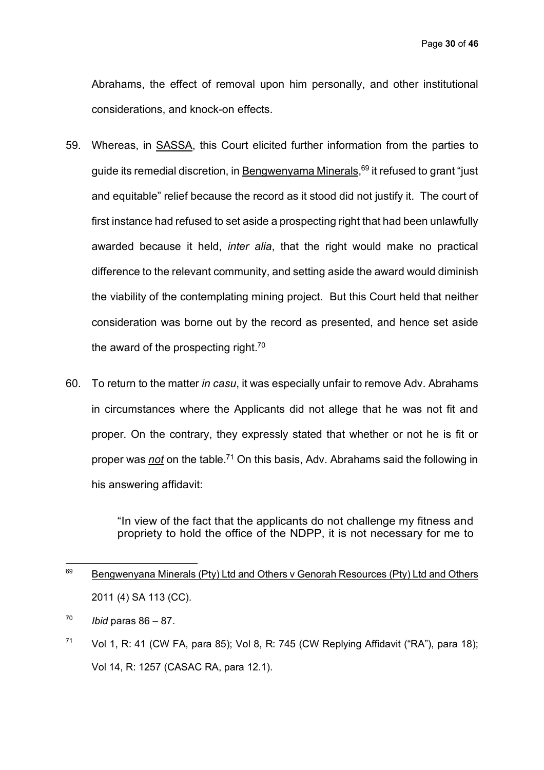Abrahams, the effect of removal upon him personally, and other institutional considerations, and knock-on effects.

59. Whereas, in <u>SASSA</u>, this Court elicited further information from the parties to guide its remedial discretion, in <u>Bengwenyama Minerals</u>,[69] it refused to grant "just and equitable" relief because the record as it stood did not justify it. The court of first instance had refused to set aside a prospecting right that had been unlawfully awarded because it held, *inter alia*, that the right would make no practical difference to the relevant community, and setting aside the award would diminish the viability of the contemplating mining project. But this Court held that neither consideration was borne out by the record as presented, and hence set aside the award of the prospecting right.[70]

60. To return to the matter *in casu*, it was especially unfair to remove Adv. Abrahams in circumstances where the Applicants did not allege that he was not fit and proper. On the contrary, they expressly stated that whether or not he is fit or proper was ***not*** on the table.[71] On this basis, Adv. Abrahams said the following in his answering affidavit:

> "In view of the fact that the applicants do not challenge my fitness and propriety to hold the office of the NDPP, it is not necessary for me to

---

[69] <u>Bengwenyana Minerals (Pty) Ltd and Others v Genorah Resources (Pty) Ltd and Others</u> 2011 (4) SA 113 (CC).

[70] *Ibid* paras 86 – 87.

[71] Vol 1, R: 41 (CW FA, para 85); Vol 8, R: 745 (CW Replying Affidavit ("RA"), para 18); Vol 14, R: 1257 (CASAC RA, para 12.1).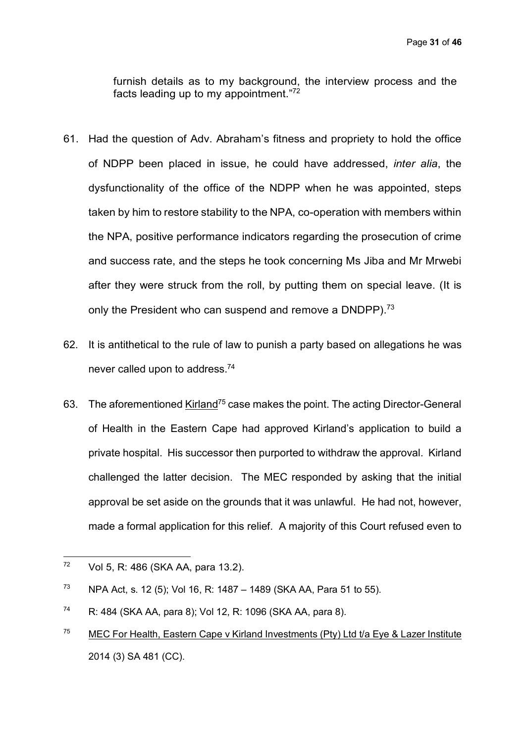furnish details as to my background, the interview process and the facts leading up to my appointment."[72]

61. Had the question of Adv. Abraham's fitness and propriety to hold the office of NDPP been placed in issue, he could have addressed, *inter alia*, the dysfunctionality of the office of the NDPP when he was appointed, steps taken by him to restore stability to the NPA, co-operation with members within the NPA, positive performance indicators regarding the prosecution of crime and success rate, and the steps he took concerning Ms Jiba and Mr Mrwebi after they were struck from the roll, by putting them on special leave. (It is only the President who can suspend and remove a DNDPP).[73]

62. It is antithetical to the rule of law to punish a party based on allegations he was never called upon to address.[74]

63. The aforementioned Kirland[75] case makes the point. The acting Director-General of Health in the Eastern Cape had approved Kirland's application to build a private hospital. His successor then purported to withdraw the approval. Kirland challenged the latter decision. The MEC responded by asking that the initial approval be set aside on the grounds that it was unlawful. He had not, however, made a formal application for this relief. A majority of this Court refused even to

---

[72] Vol 5, R: 486 (SKA AA, para 13.2).

[73] NPA Act, s. 12 (5); Vol 16, R: 1487 – 1489 (SKA AA, Para 51 to 55).

[74] R: 484 (SKA AA, para 8); Vol 12, R: 1096 (SKA AA, para 8).

[75] MEC For Health, Eastern Cape v Kirland Investments (Pty) Ltd t/a Eye & Lazer Institute 2014 (3) SA 481 (CC).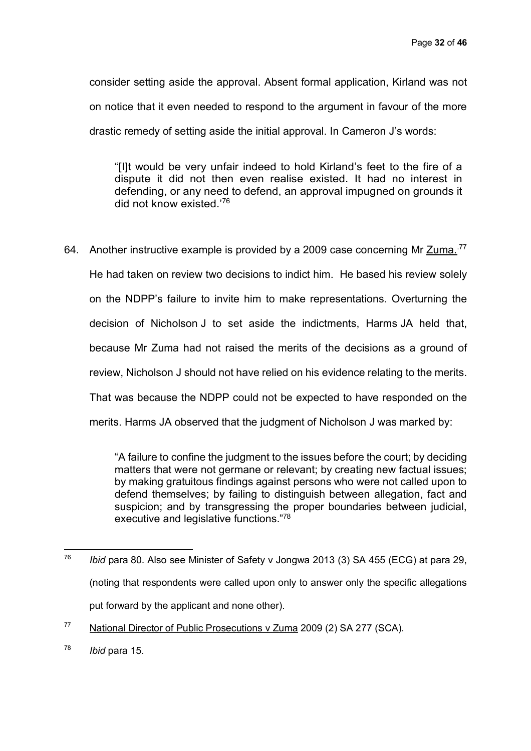consider setting aside the approval. Absent formal application, Kirland was not on notice that it even needed to respond to the argument in favour of the more drastic remedy of setting aside the initial approval. In Cameron J's words:

> "[I]t would be very unfair indeed to hold Kirland's feet to the fire of a dispute it did not then even realise existed. It had no interest in defending, or any need to defend, an approval impugned on grounds it did not know existed.'[76]

64. Another instructive example is provided by a 2009 case concerning Mr Zuma.[77] He had taken on review two decisions to indict him. He based his review solely on the NDPP's failure to invite him to make representations. Overturning the decision of Nicholson J to set aside the indictments, Harms JA held that, because Mr Zuma had not raised the merits of the decisions as a ground of review, Nicholson J should not have relied on his evidence relating to the merits. That was because the NDPP could not be expected to have responded on the merits. Harms JA observed that the judgment of Nicholson J was marked by:

> "A failure to confine the judgment to the issues before the court; by deciding matters that were not germane or relevant; by creating new factual issues; by making gratuitous findings against persons who were not called upon to defend themselves; by failing to distinguish between allegation, fact and suspicion; and by transgressing the proper boundaries between judicial, executive and legislative functions."[78]

---

[76] *Ibid* para 80. Also see Minister of Safety v Jongwa 2013 (3) SA 455 (ECG) at para 29, (noting that respondents were called upon only to answer only the specific allegations put forward by the applicant and none other).

[77] National Director of Public Prosecutions v Zuma 2009 (2) SA 277 (SCA).

[78] *Ibid* para 15.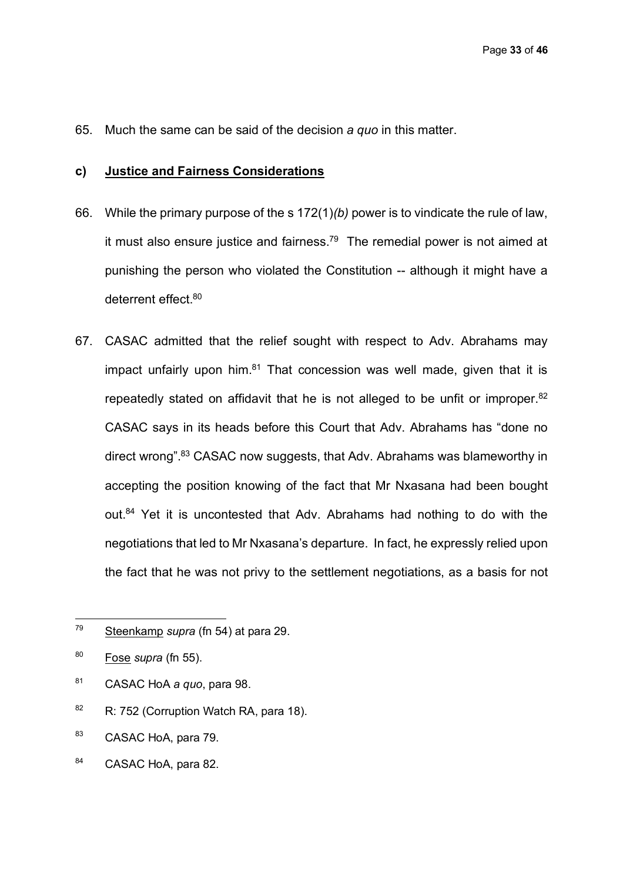65. Much the same can be said of the decision *a quo* in this matter.

### c) <u>Justice and Fairness Considerations</u>

66. While the primary purpose of the s 172(1)*(b)* power is to vindicate the rule of law, it must also ensure justice and fairness.[79] The remedial power is not aimed at punishing the person who violated the Constitution -- although it might have a deterrent effect.[80]

67. CASAC admitted that the relief sought with respect to Adv. Abrahams may impact unfairly upon him.[81] That concession was well made, given that it is repeatedly stated on affidavit that he is not alleged to be unfit or improper.[82] CASAC says in its heads before this Court that Adv. Abrahams has "done no direct wrong".[83] CASAC now suggests, that Adv. Abrahams was blameworthy in accepting the position knowing of the fact that Mr Nxasana had been bought out.[84] Yet it is uncontested that Adv. Abrahams had nothing to do with the negotiations that led to Mr Nxasana's departure. In fact, he expressly relied upon the fact that he was not privy to the settlement negotiations, as a basis for not

---

[79] <u>Steenkamp</u> *supra* (fn 54) at para 29.

[80] <u>Fose</u> *supra* (fn 55).

[81] CASAC HoA *a quo*, para 98.

[82] R: 752 (Corruption Watch RA, para 18).

[83] CASAC HoA, para 79.

[84] CASAC HoA, para 82.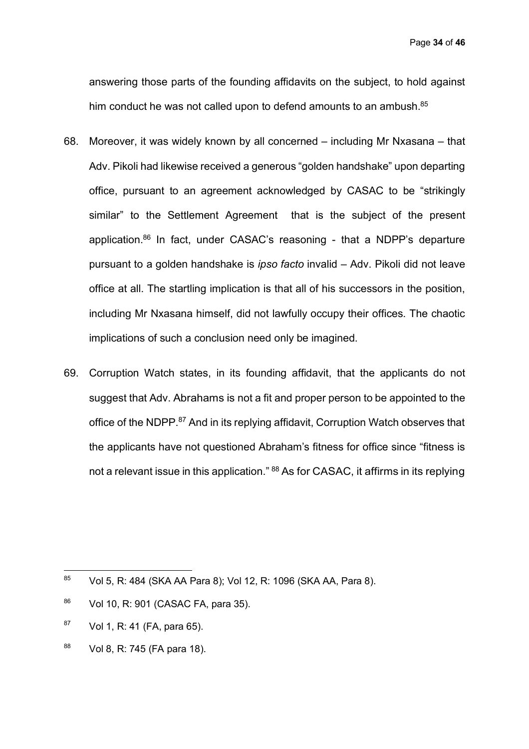answering those parts of the founding affidavits on the subject, to hold against him conduct he was not called upon to defend amounts to an ambush.[85]

68. Moreover, it was widely known by all concerned – including Mr Nxasana – that Adv. Pikoli had likewise received a generous "golden handshake" upon departing office, pursuant to an agreement acknowledged by CASAC to be "strikingly similar" to the Settlement Agreement that is the subject of the present application.[86] In fact, under CASAC's reasoning - that a NDPP's departure pursuant to a golden handshake is *ipso facto* invalid – Adv. Pikoli did not leave office at all. The startling implication is that all of his successors in the position, including Mr Nxasana himself, did not lawfully occupy their offices. The chaotic implications of such a conclusion need only be imagined.

69. Corruption Watch states, in its founding affidavit, that the applicants do not suggest that Adv. Abrahams is not a fit and proper person to be appointed to the office of the NDPP.[87] And in its replying affidavit, Corruption Watch observes that the applicants have not questioned Abraham's fitness for office since "fitness is not a relevant issue in this application." [88] As for CASAC, it affirms in its replying

---

[85] Vol 5, R: 484 (SKA AA Para 8); Vol 12, R: 1096 (SKA AA, Para 8).

[86] Vol 10, R: 901 (CASAC FA, para 35).

[87] Vol 1, R: 41 (FA, para 65).

[88] Vol 8, R: 745 (FA para 18).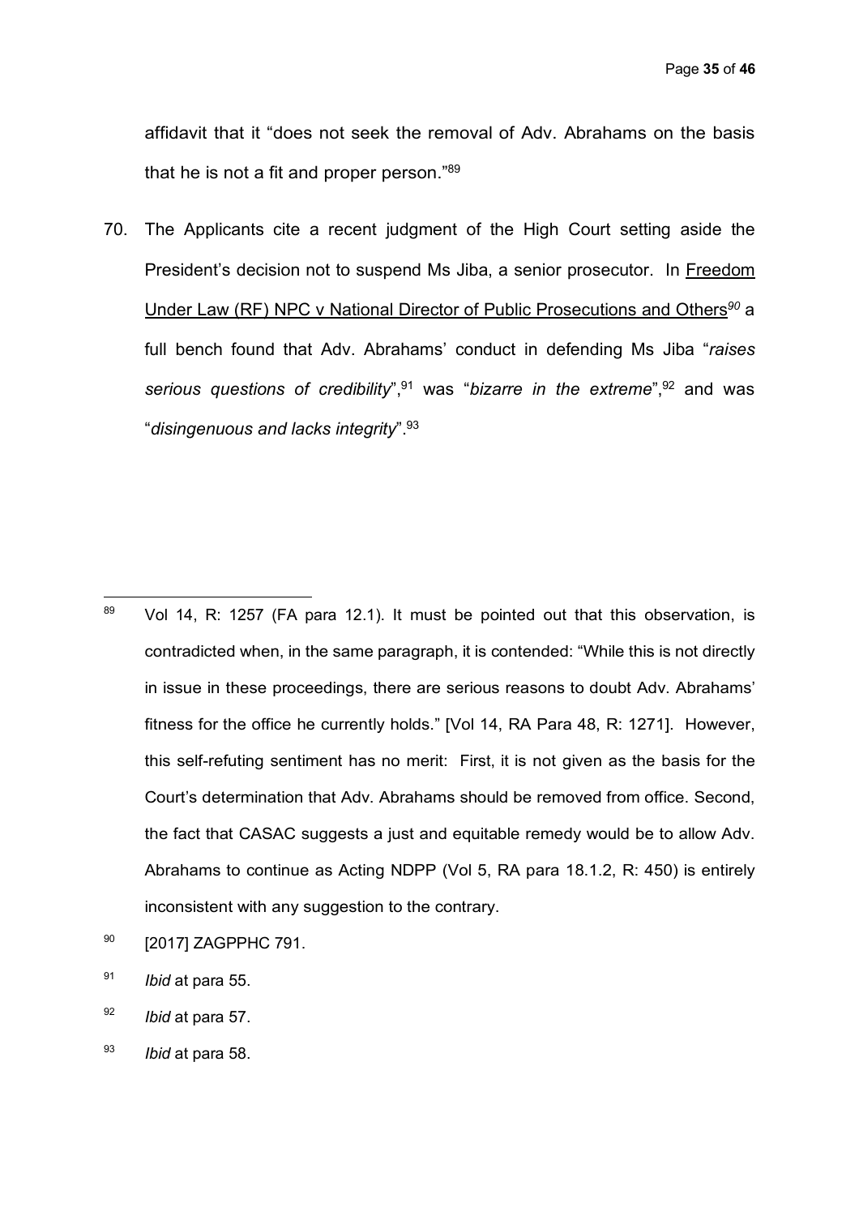affidavit that it "does not seek the removal of Adv. Abrahams on the basis that he is not a fit and proper person."[89]

70. The Applicants cite a recent judgment of the High Court setting aside the President's decision not to suspend Ms Jiba, a senior prosecutor. In Freedom Under Law (RF) NPC v National Director of Public Prosecutions and Others[90] a full bench found that Adv. Abrahams' conduct in defending Ms Jiba "*raises serious questions of credibility*",[91] was "*bizarre in the extreme*",[92] and was "*disingenuous and lacks integrity*".[93]

---

[89] Vol 14, R: 1257 (FA para 12.1). It must be pointed out that this observation, is contradicted when, in the same paragraph, it is contended: "While this is not directly in issue in these proceedings, there are serious reasons to doubt Adv. Abrahams' fitness for the office he currently holds." [Vol 14, RA Para 48, R: 1271]. However, this self-refuting sentiment has no merit: First, it is not given as the basis for the Court's determination that Adv. Abrahams should be removed from office. Second, the fact that CASAC suggests a just and equitable remedy would be to allow Adv. Abrahams to continue as Acting NDPP (Vol 5, RA para 18.1.2, R: 450) is entirely inconsistent with any suggestion to the contrary.

[90] [2017] ZAGPPHC 791.

[91] *Ibid* at para 55.

[92] *Ibid* at para 57.

[93] *Ibid* at para 58.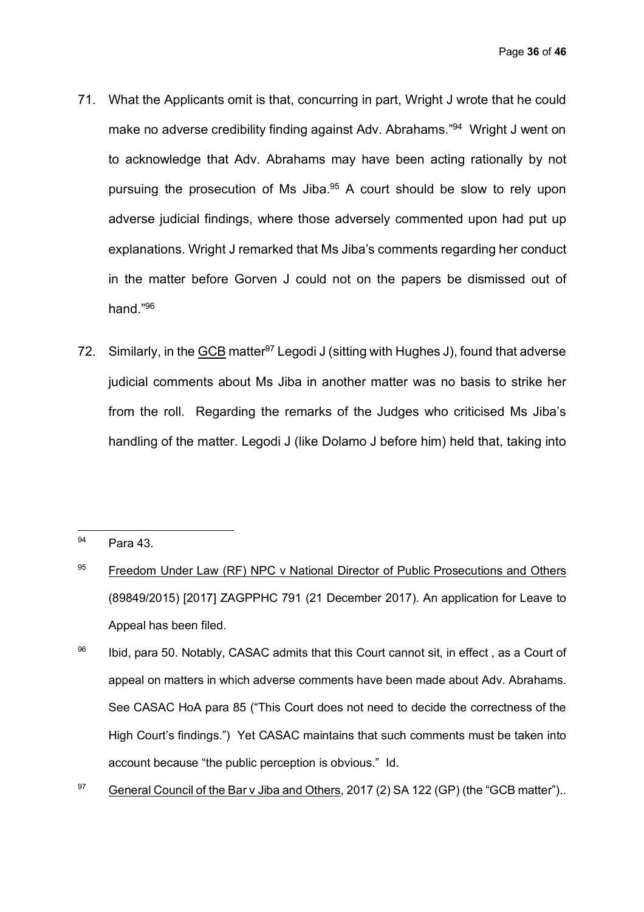71. What the Applicants omit is that, concurring in part, Wright J wrote that he could make no adverse credibility finding against Adv. Abrahams."[94] Wright J went on to acknowledge that Adv. Abrahams may have been acting rationally by not pursuing the prosecution of Ms Jiba.[95] A court should be slow to rely upon adverse judicial findings, where those adversely commented upon had put up explanations. Wright J remarked that Ms Jiba's comments regarding her conduct in the matter before Gorven J could not on the papers be dismissed out of hand."[96]

72. Similarly, in the GCB matter[97] Legodi J (sitting with Hughes J), found that adverse judicial comments about Ms Jiba in another matter was no basis to strike her from the roll. Regarding the remarks of the Judges who criticised Ms Jiba's handling of the matter. Legodi J (like Dolamo J before him) held that, taking into

---

[94] Para 43.

[95] Freedom Under Law (RF) NPC v National Director of Public Prosecutions and Others (89849/2015) [2017] ZAGPPHC 791 (21 December 2017). An application for Leave to Appeal has been filed.

[96] Ibid, para 50. Notably, CASAC admits that this Court cannot sit, in effect , as a Court of appeal on matters in which adverse comments have been made about Adv. Abrahams. See CASAC HoA para 85 ("This Court does not need to decide the correctness of the High Court's findings.") Yet CASAC maintains that such comments must be taken into account because "the public perception is obvious." Id.

[97] General Council of the Bar v Jiba and Others, 2017 (2) SA 122 (GP) (the "GCB matter")..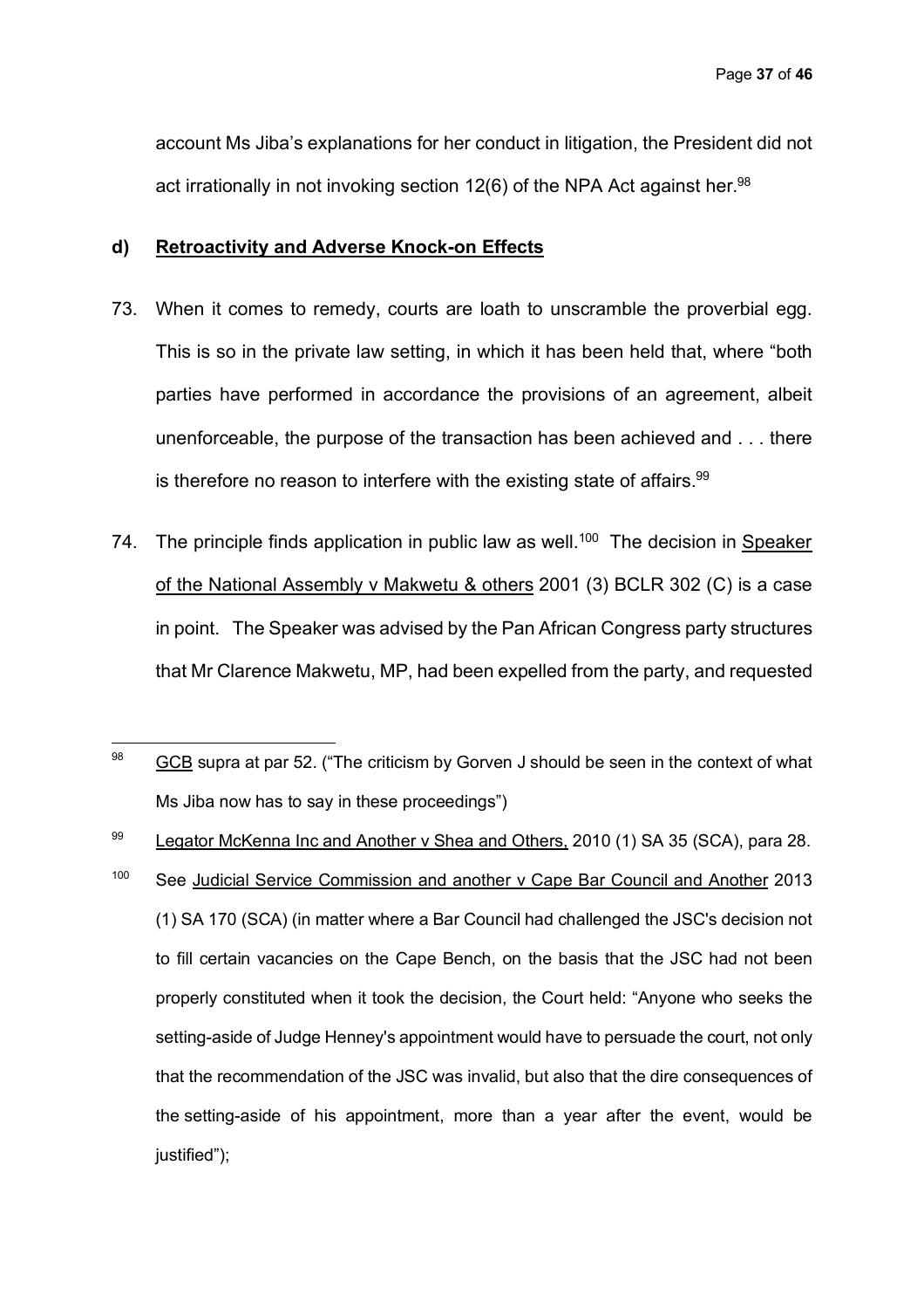account Ms Jiba's explanations for her conduct in litigation, the President did not act irrationally in not invoking section 12(6) of the NPA Act against her.[98]

**d) Retroactivity and Adverse Knock-on Effects**

73. When it comes to remedy, courts are loath to unscramble the proverbial egg. This is so in the private law setting, in which it has been held that, where "both parties have performed in accordance the provisions of an agreement, albeit unenforceable, the purpose of the transaction has been achieved and . . . there is therefore no reason to interfere with the existing state of affairs.[99]

74. The principle finds application in public law as well.[100] The decision in Speaker of the National Assembly v Makwetu & others 2001 (3) BCLR 302 (C) is a case in point. The Speaker was advised by the Pan African Congress party structures that Mr Clarence Makwetu, MP, had been expelled from the party, and requested

---

[98] GCB supra at par 52. ("The criticism by Gorven J should be seen in the context of what Ms Jiba now has to say in these proceedings")

[99] Legator McKenna Inc and Another v Shea and Others, 2010 (1) SA 35 (SCA), para 28.

[100] See Judicial Service Commission and another v Cape Bar Council and Another 2013 (1) SA 170 (SCA) (in matter where a Bar Council had challenged the JSC's decision not to fill certain vacancies on the Cape Bench, on the basis that the JSC had not been properly constituted when it took the decision, the Court held: "Anyone who seeks the setting-aside of Judge Henney's appointment would have to persuade the court, not only that the recommendation of the JSC was invalid, but also that the dire consequences of the setting-aside of his appointment, more than a year after the event, would be justified");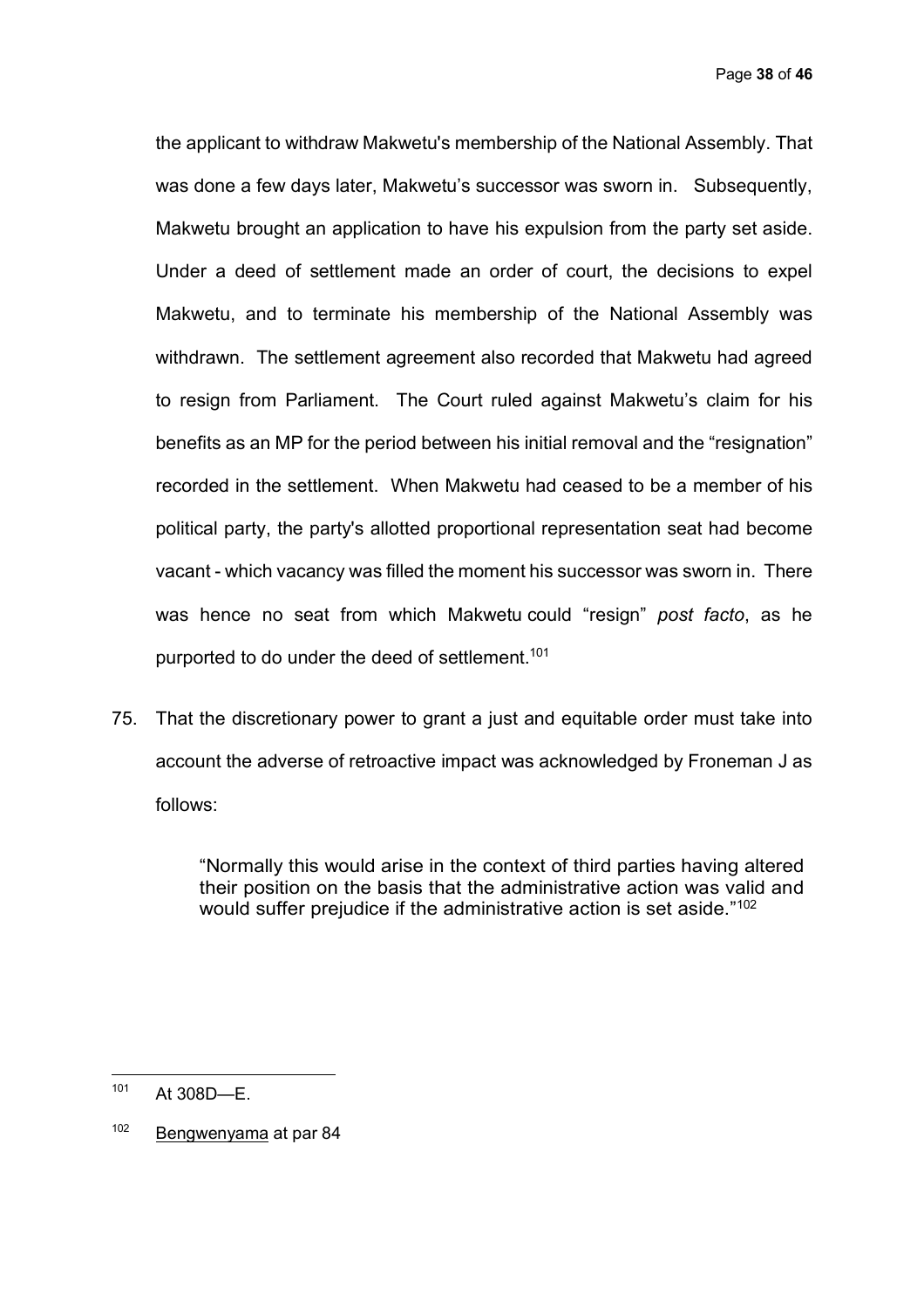the applicant to withdraw Makwetu's membership of the National Assembly. That was done a few days later, Makwetu's successor was sworn in. Subsequently, Makwetu brought an application to have his expulsion from the party set aside. Under a deed of settlement made an order of court, the decisions to expel Makwetu, and to terminate his membership of the National Assembly was withdrawn. The settlement agreement also recorded that Makwetu had agreed to resign from Parliament. The Court ruled against Makwetu's claim for his benefits as an MP for the period between his initial removal and the "resignation" recorded in the settlement. When Makwetu had ceased to be a member of his political party, the party's allotted proportional representation seat had become vacant - which vacancy was filled the moment his successor was sworn in. There was hence no seat from which Makwetu could "resign" *post facto*, as he purported to do under the deed of settlement.[101]

75. That the discretionary power to grant a just and equitable order must take into account the adverse of retroactive impact was acknowledged by Froneman J as follows:

> "Normally this would arise in the context of third parties having altered their position on the basis that the administrative action was valid and would suffer prejudice if the administrative action is set aside."[102]

---

[101] At 308D—E.

[102] Bengwenyama at par 84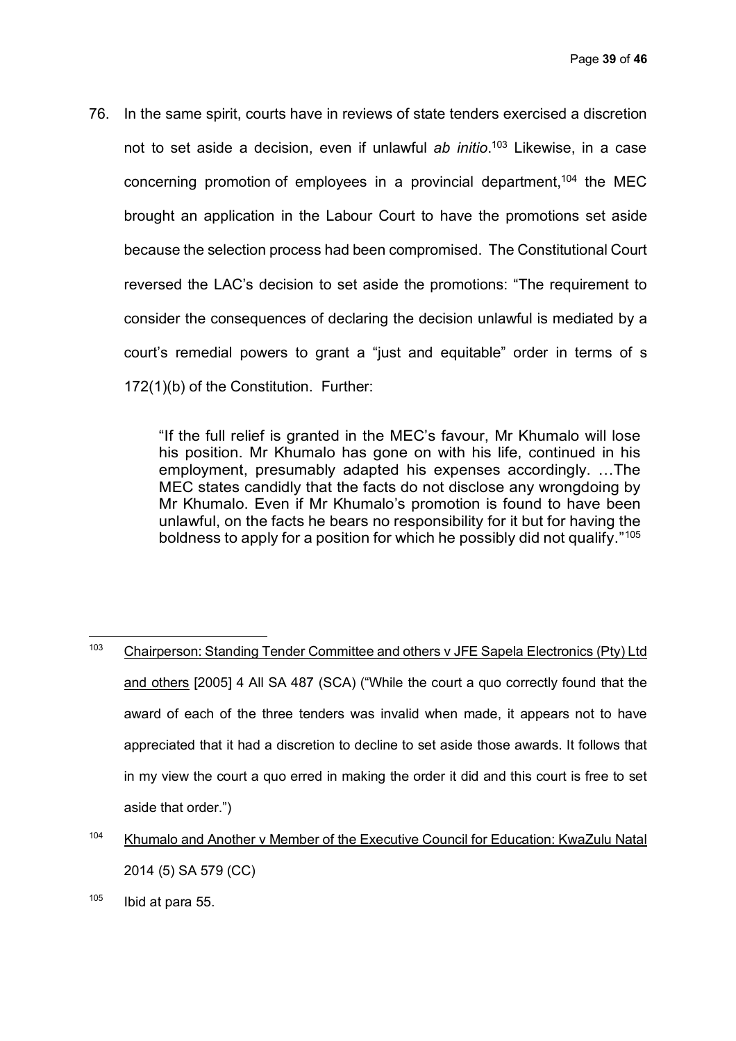76. In the same spirit, courts have in reviews of state tenders exercised a discretion not to set aside a decision, even if unlawful *ab initio*.[103] Likewise, in a case concerning promotion of employees in a provincial department,[104] the MEC brought an application in the Labour Court to have the promotions set aside because the selection process had been compromised. The Constitutional Court reversed the LAC's decision to set aside the promotions: "The requirement to consider the consequences of declaring the decision unlawful is mediated by a court's remedial powers to grant a "just and equitable" order in terms of s 172(1)(b) of the Constitution. Further:

> "If the full relief is granted in the MEC's favour, Mr Khumalo will lose his position. Mr Khumalo has gone on with his life, continued in his employment, presumably adapted his expenses accordingly. …The MEC states candidly that the facts do not disclose any wrongdoing by Mr Khumalo. Even if Mr Khumalo's promotion is found to have been unlawful, on the facts he bears no responsibility for it but for having the boldness to apply for a position for which he possibly did not qualify."[105]

---

[103] Chairperson: Standing Tender Committee and others v JFE Sapela Electronics (Pty) Ltd and others [2005] 4 All SA 487 (SCA) ("While the court a quo correctly found that the award of each of the three tenders was invalid when made, it appears not to have appreciated that it had a discretion to decline to set aside those awards. It follows that in my view the court a quo erred in making the order it did and this court is free to set aside that order.")

[104] Khumalo and Another v Member of the Executive Council for Education: KwaZulu Natal 2014 (5) SA 579 (CC)

[105] Ibid at para 55.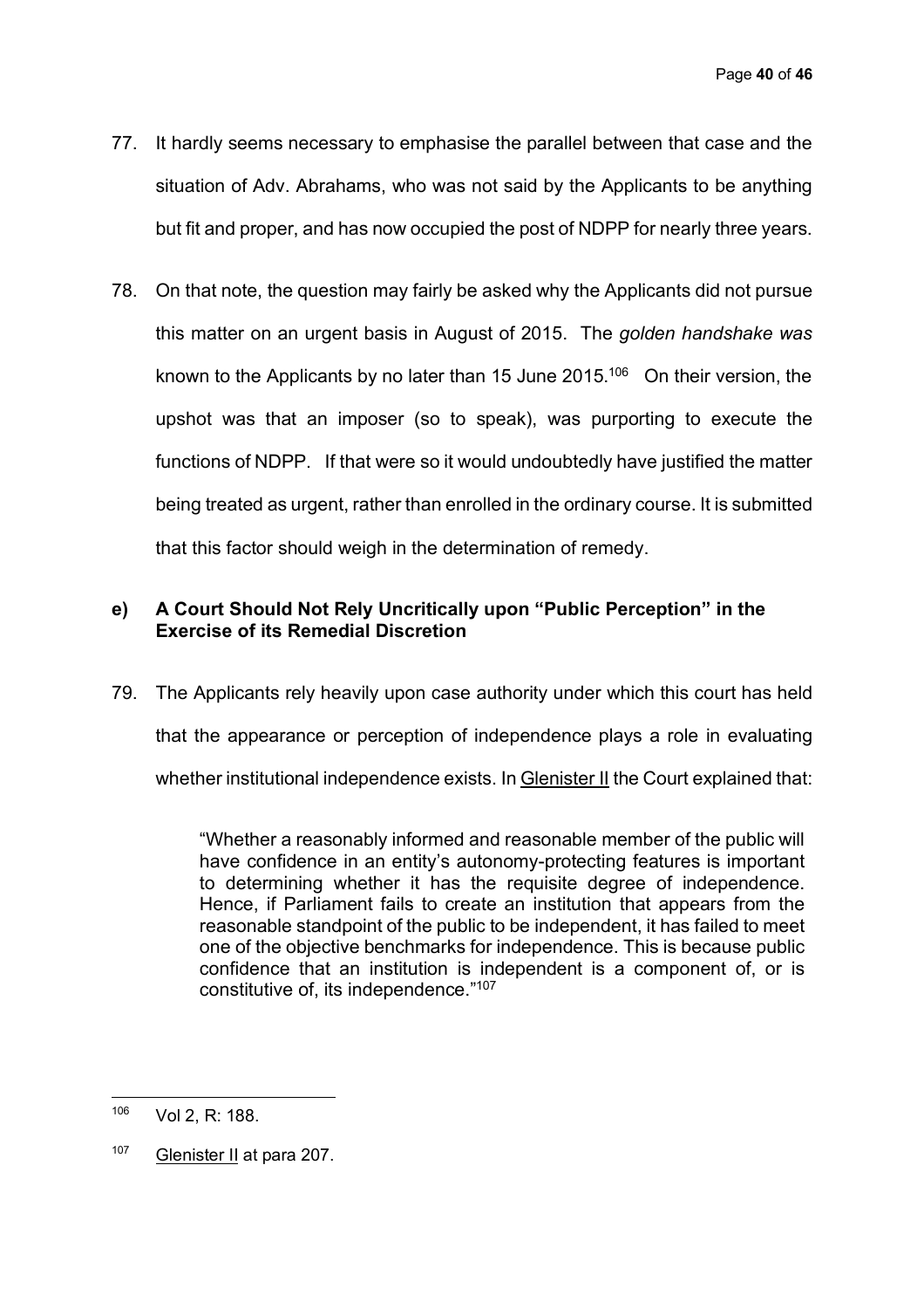77. It hardly seems necessary to emphasise the parallel between that case and the situation of Adv. Abrahams, who was not said by the Applicants to be anything but fit and proper, and has now occupied the post of NDPP for nearly three years.

78. On that note, the question may fairly be asked why the Applicants did not pursue this matter on an urgent basis in August of 2015. The *golden handshake was* known to the Applicants by no later than 15 June 2015.[106] On their version, the upshot was that an imposer (so to speak), was purporting to execute the functions of NDPP. If that were so it would undoubtedly have justified the matter being treated as urgent, rather than enrolled in the ordinary course. It is submitted that this factor should weigh in the determination of remedy.

### e) A Court Should Not Rely Uncritically upon "Public Perception" in the Exercise of its Remedial Discretion

79. The Applicants rely heavily upon case authority under which this court has held that the appearance or perception of independence plays a role in evaluating whether institutional independence exists. In Glenister II the Court explained that:

> "Whether a reasonably informed and reasonable member of the public will have confidence in an entity's autonomy-protecting features is important to determining whether it has the requisite degree of independence. Hence, if Parliament fails to create an institution that appears from the reasonable standpoint of the public to be independent, it has failed to meet one of the objective benchmarks for independence. This is because public confidence that an institution is independent is a component of, or is constitutive of, its independence."[107]

---

[106] Vol 2, R: 188.

[107] Glenister II at para 207.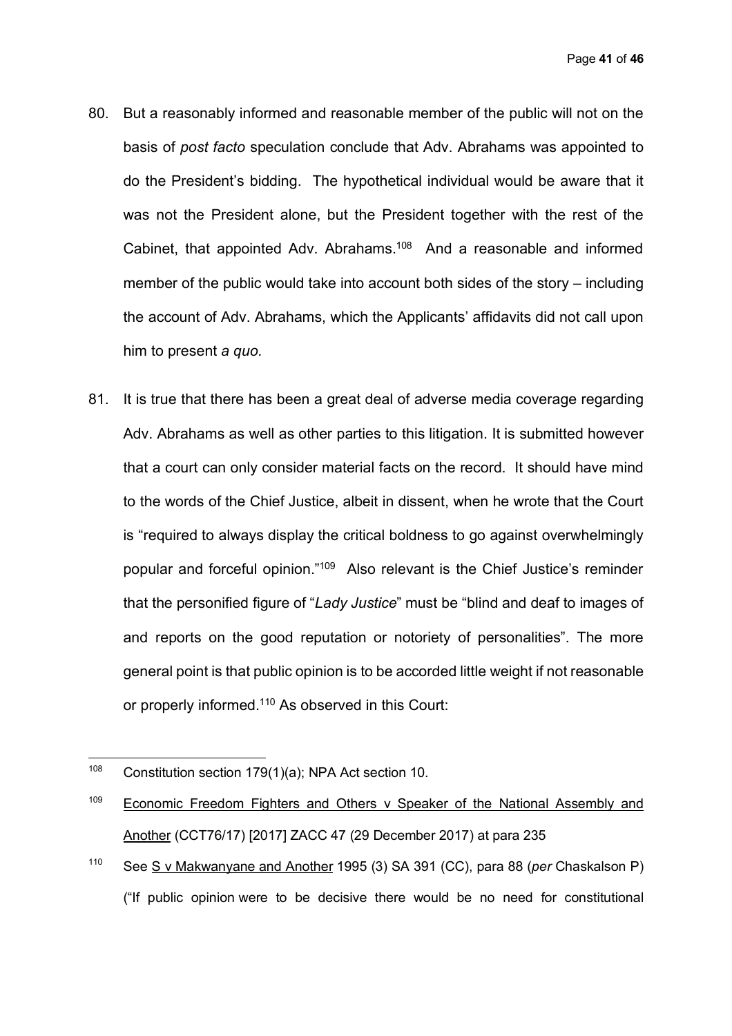80. But a reasonably informed and reasonable member of the public will not on the basis of *post facto* speculation conclude that Adv. Abrahams was appointed to do the President's bidding. The hypothetical individual would be aware that it was not the President alone, but the President together with the rest of the Cabinet, that appointed Adv. Abrahams.[108] And a reasonable and informed member of the public would take into account both sides of the story – including the account of Adv. Abrahams, which the Applicants' affidavits did not call upon him to present *a quo.*

81. It is true that there has been a great deal of adverse media coverage regarding Adv. Abrahams as well as other parties to this litigation. It is submitted however that a court can only consider material facts on the record. It should have mind to the words of the Chief Justice, albeit in dissent, when he wrote that the Court is "required to always display the critical boldness to go against overwhelmingly popular and forceful opinion."[109] Also relevant is the Chief Justice's reminder that the personified figure of "*Lady Justice*" must be "blind and deaf to images of and reports on the good reputation or notoriety of personalities". The more general point is that public opinion is to be accorded little weight if not reasonable or properly informed.[110] As observed in this Court:

---

[108] Constitution section 179(1)(a); NPA Act section 10.

[109] Economic Freedom Fighters and Others v Speaker of the National Assembly and Another (CCT76/17) [2017] ZACC 47 (29 December 2017) at para 235

[110] See S v Makwanyane and Another 1995 (3) SA 391 (CC), para 88 (*per* Chaskalson P) ("If public opinion were to be decisive there would be no need for constitutional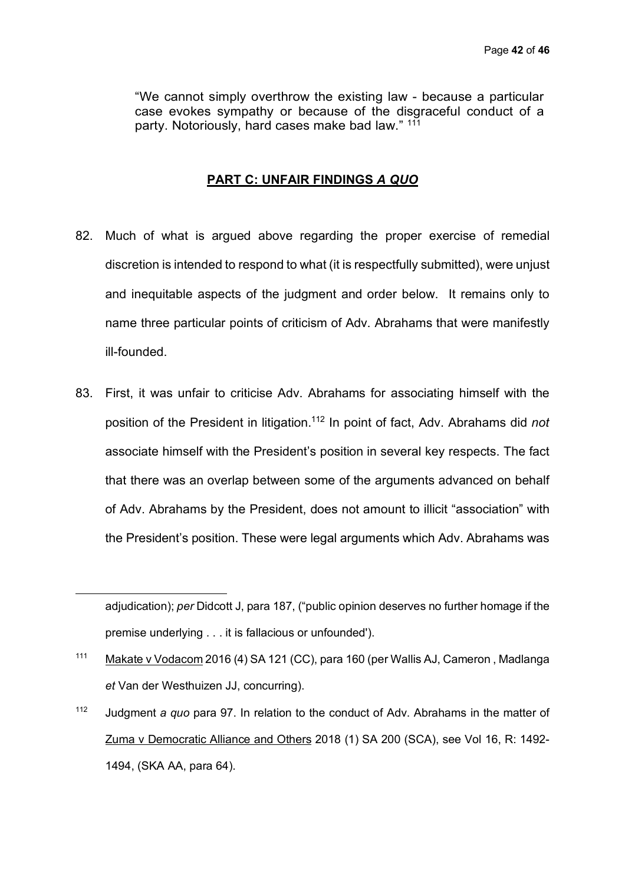"We cannot simply overthrow the existing law - because a particular case evokes sympathy or because of the disgraceful conduct of a party. Notoriously, hard cases make bad law." [111]

## PART C: UNFAIR FINDINGS *A QUO*

82. Much of what is argued above regarding the proper exercise of remedial discretion is intended to respond to what (it is respectfully submitted), were unjust and inequitable aspects of the judgment and order below. It remains only to name three particular points of criticism of Adv. Abrahams that were manifestly ill-founded.

83. First, it was unfair to criticise Adv. Abrahams for associating himself with the position of the President in litigation.[112] In point of fact, Adv. Abrahams did *not* associate himself with the President's position in several key respects. The fact that there was an overlap between some of the arguments advanced on behalf of Adv. Abrahams by the President, does not amount to illicit "association" with the President's position. These were legal arguments which Adv. Abrahams was

---

adjudication); *per* Didcott J, para 187, ("public opinion deserves no further homage if the premise underlying . . . it is fallacious or unfounded').

[111] Makate v Vodacom 2016 (4) SA 121 (CC), para 160 (per Wallis AJ, Cameron , Madlanga *et* Van der Westhuizen JJ, concurring).

[112] Judgment *a quo* para 97. In relation to the conduct of Adv. Abrahams in the matter of Zuma v Democratic Alliance and Others 2018 (1) SA 200 (SCA), see Vol 16, R: 1492-1494, (SKA AA, para 64).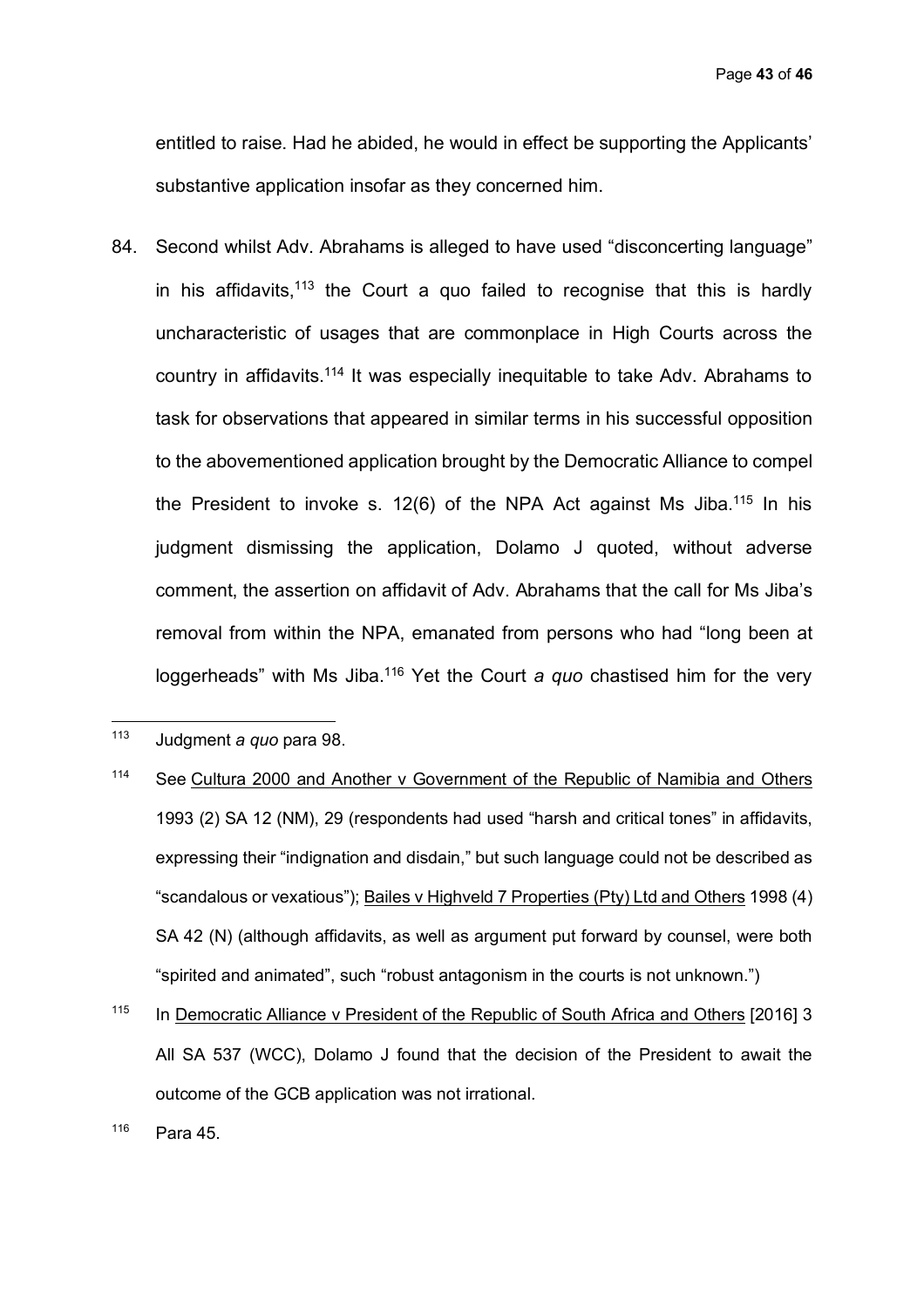entitled to raise. Had he abided, he would in effect be supporting the Applicants' substantive application insofar as they concerned him.

84. Second whilst Adv. Abrahams is alleged to have used "disconcerting language" in his affidavits,[113] the Court a quo failed to recognise that this is hardly uncharacteristic of usages that are commonplace in High Courts across the country in affidavits.[114] It was especially inequitable to take Adv. Abrahams to task for observations that appeared in similar terms in his successful opposition to the abovementioned application brought by the Democratic Alliance to compel the President to invoke s. 12(6) of the NPA Act against Ms Jiba.[115] In his judgment dismissing the application, Dolamo J quoted, without adverse comment, the assertion on affidavit of Adv. Abrahams that the call for Ms Jiba's removal from within the NPA, emanated from persons who had "long been at loggerheads" with Ms Jiba.[116] Yet the Court *a quo* chastised him for the very

---

[113] Judgment *a quo* para 98.

[114] See Cultura 2000 and Another v Government of the Republic of Namibia and Others 1993 (2) SA 12 (NM), 29 (respondents had used "harsh and critical tones" in affidavits, expressing their "indignation and disdain," but such language could not be described as "scandalous or vexatious"); Bailes v Highveld 7 Properties (Pty) Ltd and Others 1998 (4) SA 42 (N) (although affidavits, as well as argument put forward by counsel, were both "spirited and animated", such "robust antagonism in the courts is not unknown.")

[115] In Democratic Alliance v President of the Republic of South Africa and Others [2016] 3 All SA 537 (WCC), Dolamo J found that the decision of the President to await the outcome of the GCB application was not irrational.

[116] Para 45.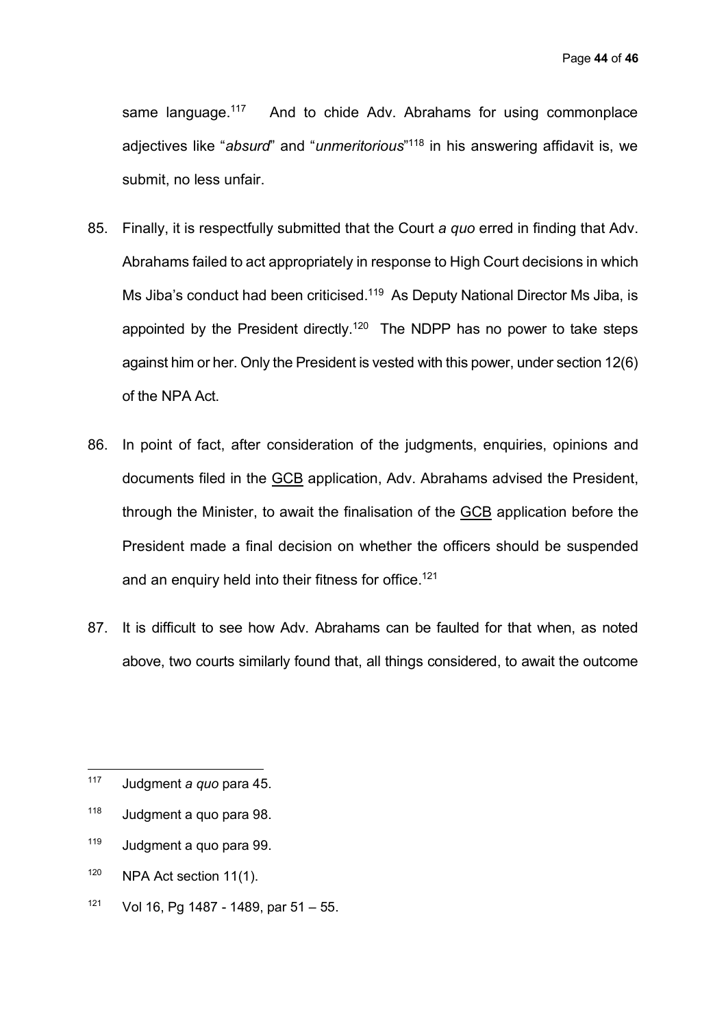same language.[117] And to chide Adv. Abrahams for using commonplace adjectives like "*absurd*" and "*unmeritorious*"[118] in his answering affidavit is, we submit, no less unfair.

85. Finally, it is respectfully submitted that the Court *a quo* erred in finding that Adv. Abrahams failed to act appropriately in response to High Court decisions in which Ms Jiba's conduct had been criticised.[119] As Deputy National Director Ms Jiba, is appointed by the President directly.[120] The NDPP has no power to take steps against him or her. Only the President is vested with this power, under section 12(6) of the NPA Act.

86. In point of fact, after consideration of the judgments, enquiries, opinions and documents filed in the <u>GCB</u> application, Adv. Abrahams advised the President, through the Minister, to await the finalisation of the <u>GCB</u> application before the President made a final decision on whether the officers should be suspended and an enquiry held into their fitness for office.[121]

87. It is difficult to see how Adv. Abrahams can be faulted for that when, as noted above, two courts similarly found that, all things considered, to await the outcome

---

[117] Judgment *a quo* para 45.

[118] Judgment a quo para 98.

[119] Judgment a quo para 99.

[120] NPA Act section 11(1).

[121] Vol 16, Pg 1487 - 1489, par 51 – 55.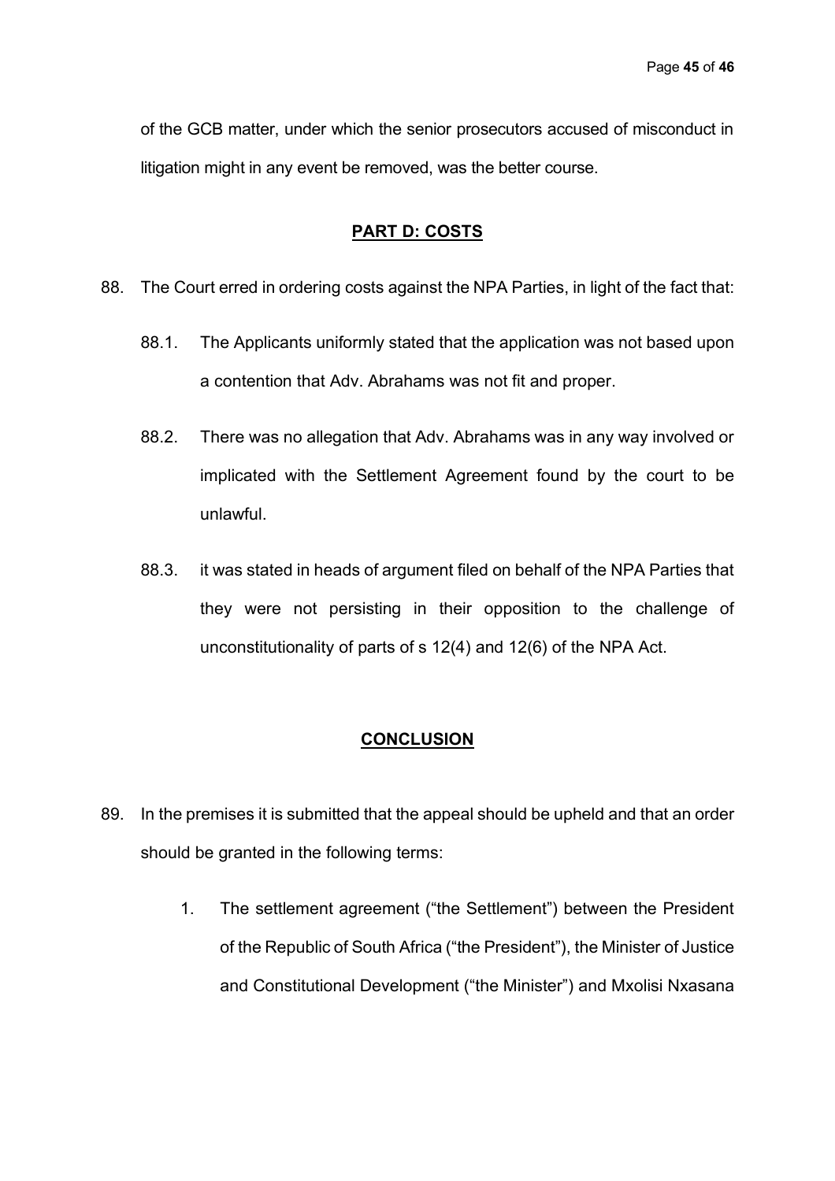of the GCB matter, under which the senior prosecutors accused of misconduct in litigation might in any event be removed, was the better course.

## PART D: COSTS

88. The Court erred in ordering costs against the NPA Parties, in light of the fact that:

    88.1. The Applicants uniformly stated that the application was not based upon a contention that Adv. Abrahams was not fit and proper.

    88.2. There was no allegation that Adv. Abrahams was in any way involved or implicated with the Settlement Agreement found by the court to be unlawful.

    88.3. it was stated in heads of argument filed on behalf of the NPA Parties that they were not persisting in their opposition to the challenge of unconstitutionality of parts of s 12(4) and 12(6) of the NPA Act.

## CONCLUSION

89. In the premises it is submitted that the appeal should be upheld and that an order should be granted in the following terms:

    1. The settlement agreement ("the Settlement") between the President of the Republic of South Africa ("the President"), the Minister of Justice and Constitutional Development ("the Minister") and Mxolisi Nxasana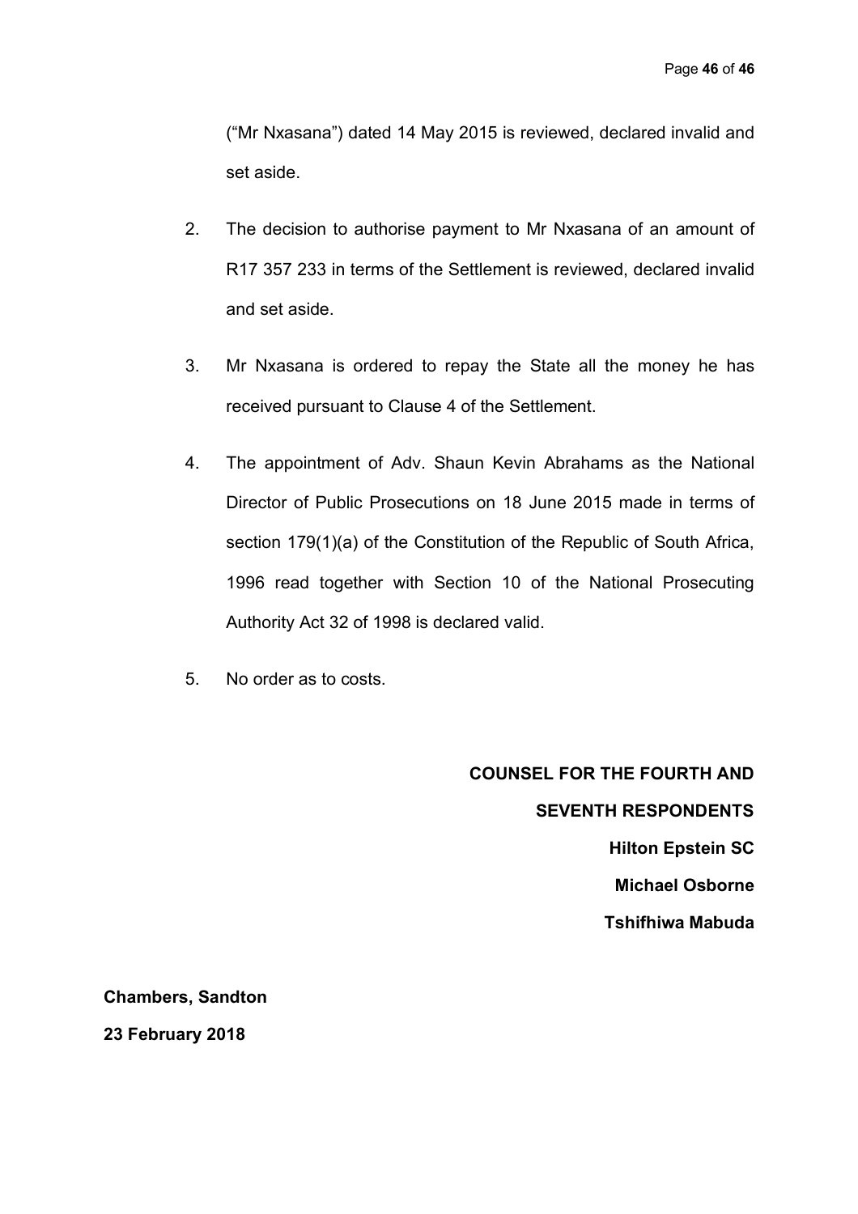("Mr Nxasana") dated 14 May 2015 is reviewed, declared invalid and set aside.

2. The decision to authorise payment to Mr Nxasana of an amount of R17 357 233 in terms of the Settlement is reviewed, declared invalid and set aside.

3. Mr Nxasana is ordered to repay the State all the money he has received pursuant to Clause 4 of the Settlement.

4. The appointment of Adv. Shaun Kevin Abrahams as the National Director of Public Prosecutions on 18 June 2015 made in terms of section 179(1)(a) of the Constitution of the Republic of South Africa, 1996 read together with Section 10 of the National Prosecuting Authority Act 32 of 1998 is declared valid.

5. No order as to costs.

**COUNSEL FOR THE FOURTH AND SEVENTH RESPONDENTS**

**Hilton Epstein SC**

**Michael Osborne**

**Tshifhiwa Mabuda**

**Chambers, Sandton**

**23 February 2018**